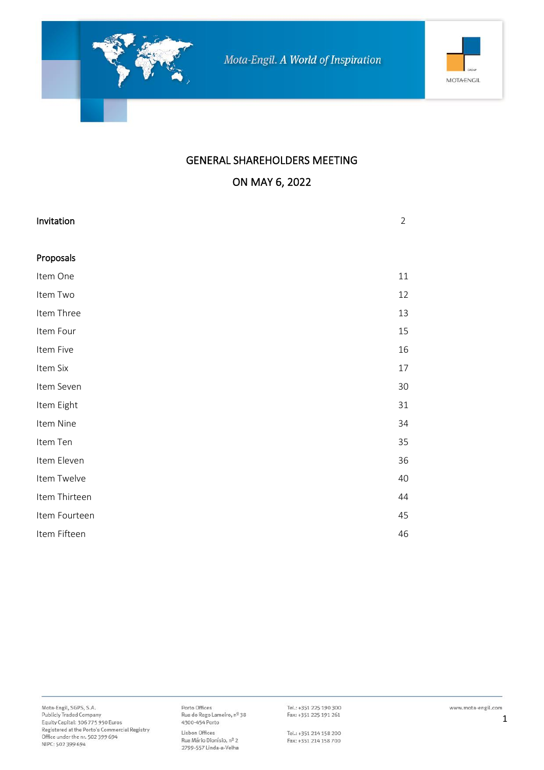# GENERAL SHAREHOLDERS MEETING

## ON MAY 6, 2022

| | |
|---|---|
| Invitation | 2 |
| **Proposals** | |
| Item One | 11 |
| Item Two | 12 |
| Item Three | 13 |
| Item Four | 15 |
| Item Five | 16 |
| Item Six | 17 |
| Item Seven | 30 |
| Item Eight | 31 |
| Item Nine | 34 |
| Item Ten | 35 |
| Item Eleven | 36 |
| Item Twelve | 40 |
| Item Thirteen | 44 |
| Item Fourteen | 45 |
| Item Fifteen | 46 |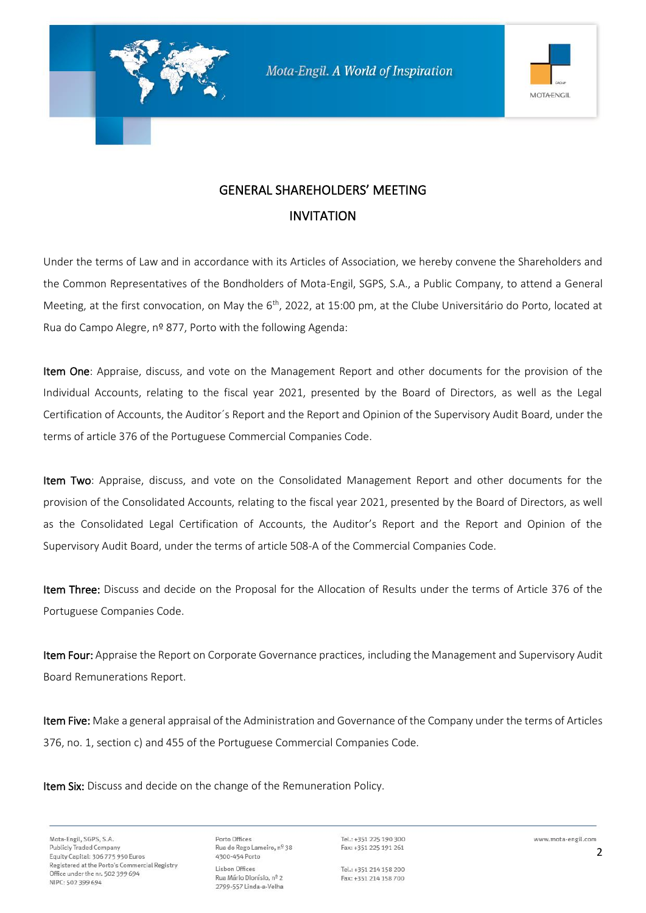# GENERAL SHAREHOLDERS' MEETING

## INVITATION

Under the terms of Law and in accordance with its Articles of Association, we hereby convene the Shareholders and the Common Representatives of the Bondholders of Mota-Engil, SGPS, S.A., a Public Company, to attend a General Meeting, at the first convocation, on May the 6th, 2022, at 15:00 pm, at the Clube Universitário do Porto, located at Rua do Campo Alegre, nº 877, Porto with the following Agenda:

**Item One**: Appraise, discuss, and vote on the Management Report and other documents for the provision of the Individual Accounts, relating to the fiscal year 2021, presented by the Board of Directors, as well as the Legal Certification of Accounts, the Auditor´s Report and the Report and Opinion of the Supervisory Audit Board, under the terms of article 376 of the Portuguese Commercial Companies Code.

**Item Two**: Appraise, discuss, and vote on the Consolidated Management Report and other documents for the provision of the Consolidated Accounts, relating to the fiscal year 2021, presented by the Board of Directors, as well as the Consolidated Legal Certification of Accounts, the Auditor's Report and the Report and Opinion of the Supervisory Audit Board, under the terms of article 508-A of the Commercial Companies Code.

**Item Three:** Discuss and decide on the Proposal for the Allocation of Results under the terms of Article 376 of the Portuguese Companies Code.

**Item Four:** Appraise the Report on Corporate Governance practices, including the Management and Supervisory Audit Board Remunerations Report.

**Item Five:** Make a general appraisal of the Administration and Governance of the Company under the terms of Articles 376, no. 1, section c) and 455 of the Portuguese Commercial Companies Code.

**Item Six:** Discuss and decide on the change of the Remuneration Policy.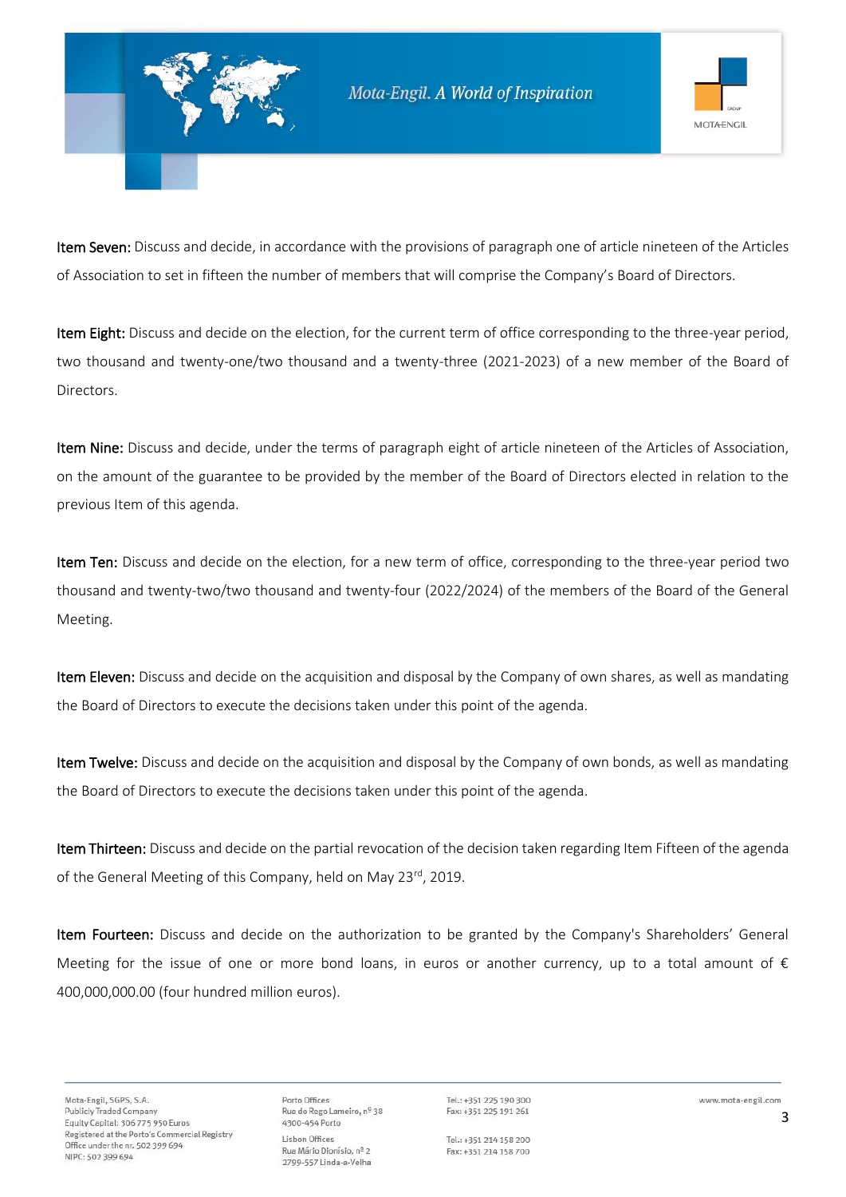**Item Seven:** Discuss and decide, in accordance with the provisions of paragraph one of article nineteen of the Articles of Association to set in fifteen the number of members that will comprise the Company's Board of Directors.

**Item Eight:** Discuss and decide on the election, for the current term of office corresponding to the three-year period, two thousand and twenty-one/two thousand and a twenty-three (2021-2023) of a new member of the Board of Directors.

**Item Nine:** Discuss and decide, under the terms of paragraph eight of article nineteen of the Articles of Association, on the amount of the guarantee to be provided by the member of the Board of Directors elected in relation to the previous Item of this agenda.

**Item Ten:** Discuss and decide on the election, for a new term of office, corresponding to the three-year period two thousand and twenty-two/two thousand and twenty-four (2022/2024) of the members of the Board of the General Meeting.

**Item Eleven:** Discuss and decide on the acquisition and disposal by the Company of own shares, as well as mandating the Board of Directors to execute the decisions taken under this point of the agenda.

**Item Twelve:** Discuss and decide on the acquisition and disposal by the Company of own bonds, as well as mandating the Board of Directors to execute the decisions taken under this point of the agenda.

**Item Thirteen:** Discuss and decide on the partial revocation of the decision taken regarding Item Fifteen of the agenda of the General Meeting of this Company, held on May 23rd, 2019.

**Item Fourteen:** Discuss and decide on the authorization to be granted by the Company's Shareholders' General Meeting for the issue of one or more bond loans, in euros or another currency, up to a total amount of € 400,000,000.00 (four hundred million euros).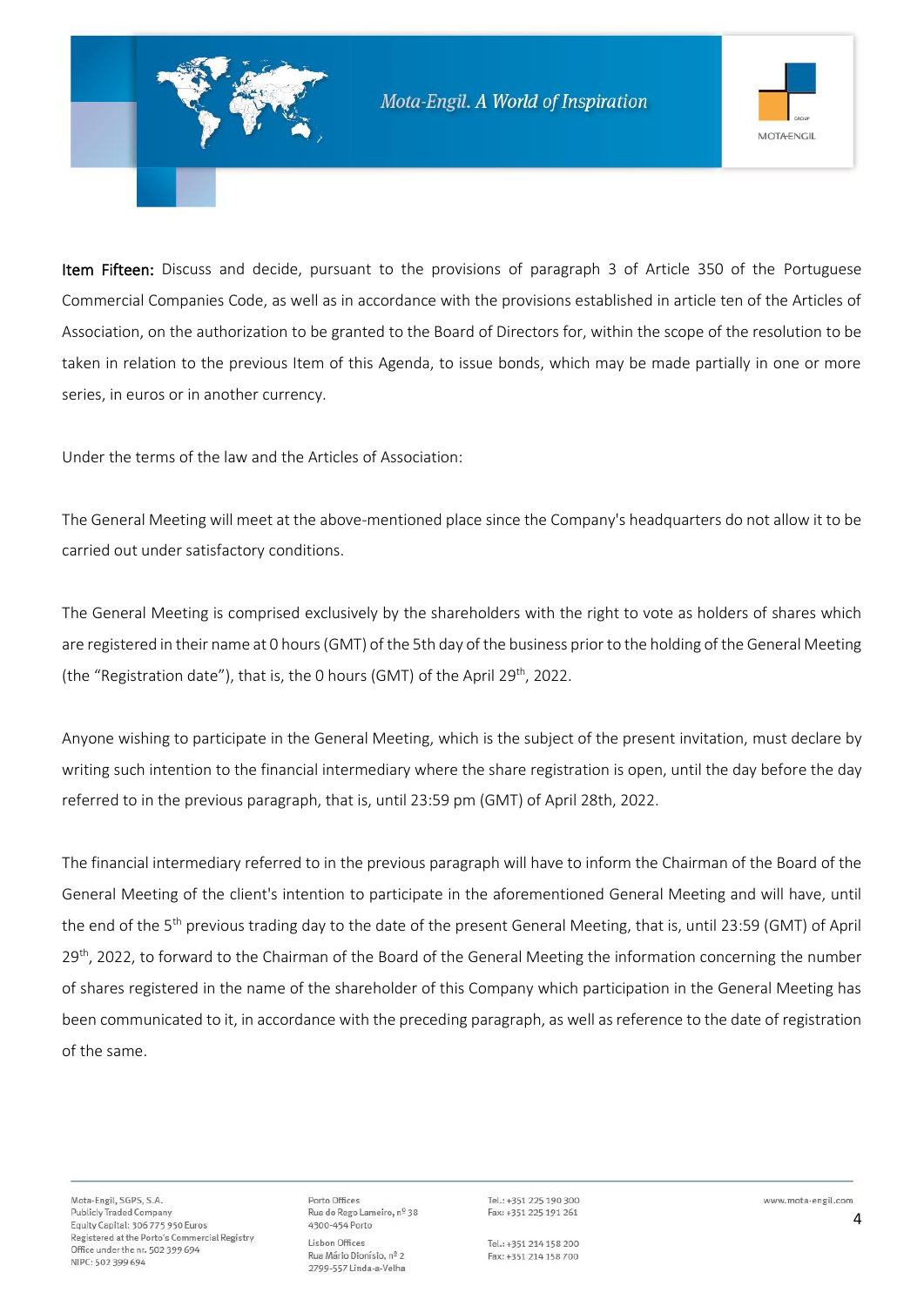**Item Fifteen:** Discuss and decide, pursuant to the provisions of paragraph 3 of Article 350 of the Portuguese Commercial Companies Code, as well as in accordance with the provisions established in article ten of the Articles of Association, on the authorization to be granted to the Board of Directors for, within the scope of the resolution to be taken in relation to the previous Item of this Agenda, to issue bonds, which may be made partially in one or more series, in euros or in another currency.

Under the terms of the law and the Articles of Association:

The General Meeting will meet at the above-mentioned place since the Company's headquarters do not allow it to be carried out under satisfactory conditions.

The General Meeting is comprised exclusively by the shareholders with the right to vote as holders of shares which are registered in their name at 0 hours (GMT) of the 5th day of the business prior to the holding of the General Meeting (the "Registration date"), that is, the 0 hours (GMT) of the April 29th, 2022.

Anyone wishing to participate in the General Meeting, which is the subject of the present invitation, must declare by writing such intention to the financial intermediary where the share registration is open, until the day before the day referred to in the previous paragraph, that is, until 23:59 pm (GMT) of April 28th, 2022.

The financial intermediary referred to in the previous paragraph will have to inform the Chairman of the Board of the General Meeting of the client's intention to participate in the aforementioned General Meeting and will have, until the end of the 5th previous trading day to the date of the present General Meeting, that is, until 23:59 (GMT) of April 29th, 2022, to forward to the Chairman of the Board of the General Meeting the information concerning the number of shares registered in the name of the shareholder of this Company which participation in the General Meeting has been communicated to it, in accordance with the preceding paragraph, as well as reference to the date of registration of the same.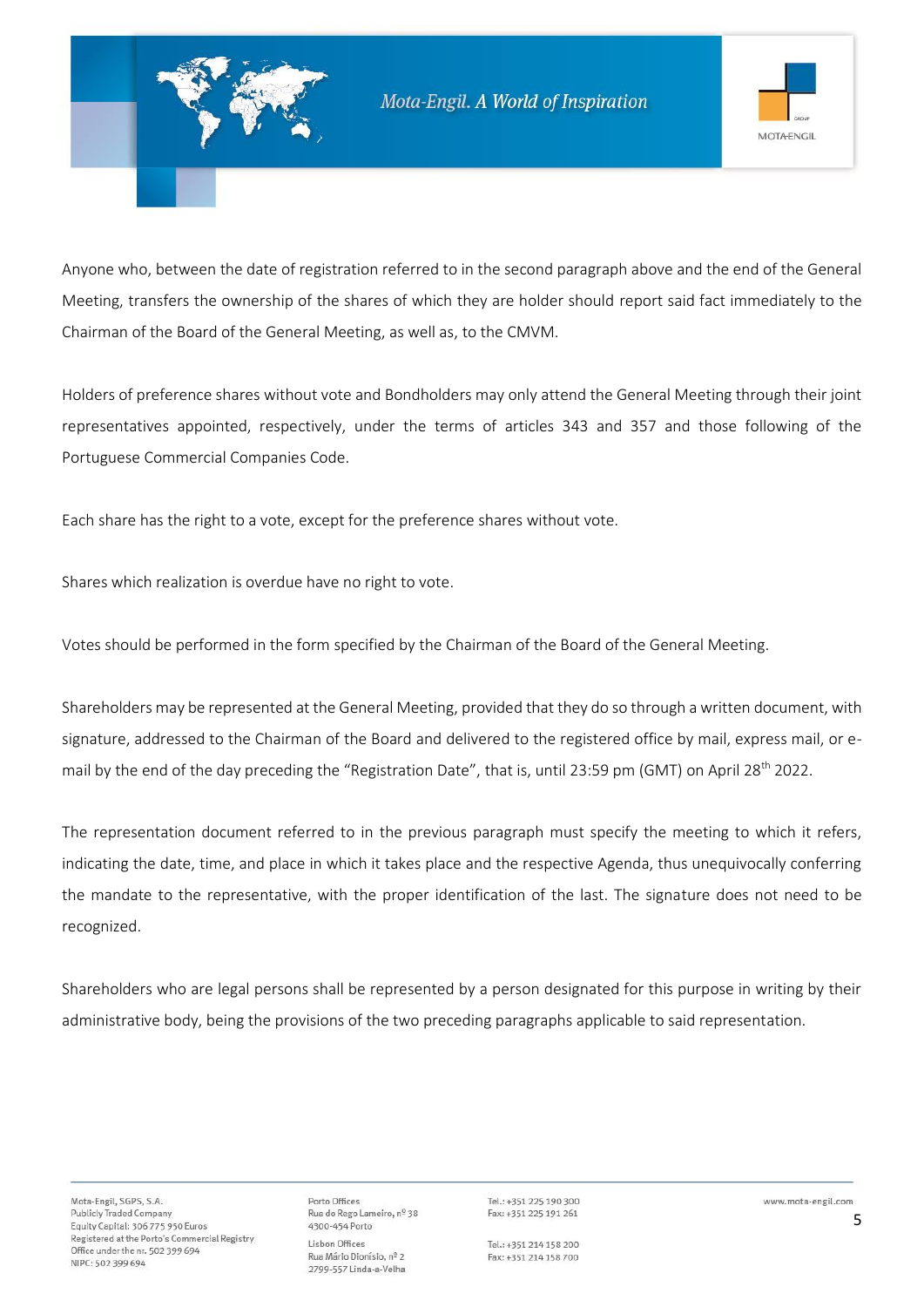Anyone who, between the date of registration referred to in the second paragraph above and the end of the General Meeting, transfers the ownership of the shares of which they are holder should report said fact immediately to the Chairman of the Board of the General Meeting, as well as, to the CMVM.

Holders of preference shares without vote and Bondholders may only attend the General Meeting through their joint representatives appointed, respectively, under the terms of articles 343 and 357 and those following of the Portuguese Commercial Companies Code.

Each share has the right to a vote, except for the preference shares without vote.

Shares which realization is overdue have no right to vote.

Votes should be performed in the form specified by the Chairman of the Board of the General Meeting.

Shareholders may be represented at the General Meeting, provided that they do so through a written document, with signature, addressed to the Chairman of the Board and delivered to the registered office by mail, express mail, or e-mail by the end of the day preceding the "Registration Date", that is, until 23:59 pm (GMT) on April 28th 2022.

The representation document referred to in the previous paragraph must specify the meeting to which it refers, indicating the date, time, and place in which it takes place and the respective Agenda, thus unequivocally conferring the mandate to the representative, with the proper identification of the last. The signature does not need to be recognized.

Shareholders who are legal persons shall be represented by a person designated for this purpose in writing by their administrative body, being the provisions of the two preceding paragraphs applicable to said representation.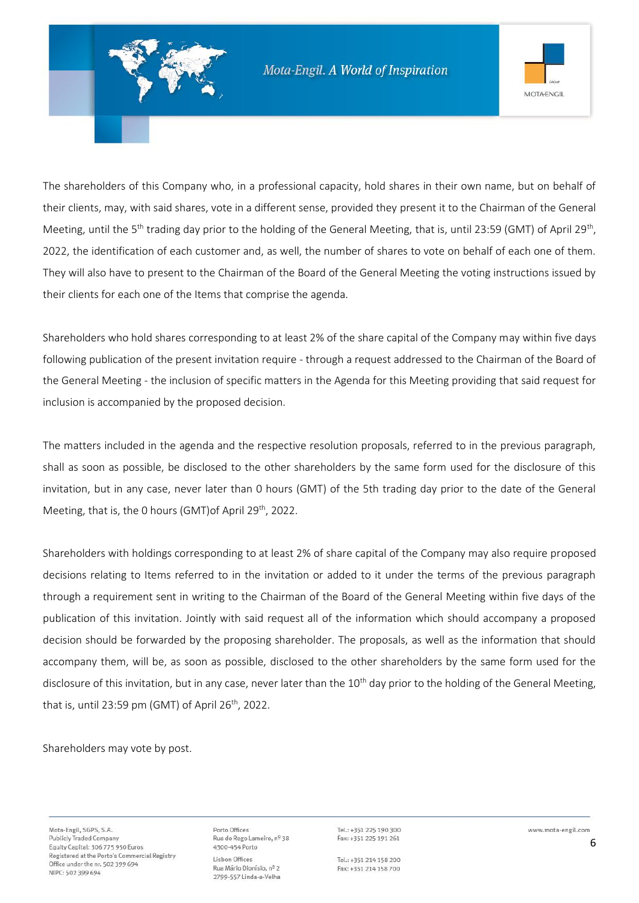The shareholders of this Company who, in a professional capacity, hold shares in their own name, but on behalf of their clients, may, with said shares, vote in a different sense, provided they present it to the Chairman of the General Meeting, until the 5th trading day prior to the holding of the General Meeting, that is, until 23:59 (GMT) of April 29th, 2022, the identification of each customer and, as well, the number of shares to vote on behalf of each one of them. They will also have to present to the Chairman of the Board of the General Meeting the voting instructions issued by their clients for each one of the Items that comprise the agenda.

Shareholders who hold shares corresponding to at least 2% of the share capital of the Company may within five days following publication of the present invitation require - through a request addressed to the Chairman of the Board of the General Meeting - the inclusion of specific matters in the Agenda for this Meeting providing that said request for inclusion is accompanied by the proposed decision.

The matters included in the agenda and the respective resolution proposals, referred to in the previous paragraph, shall as soon as possible, be disclosed to the other shareholders by the same form used for the disclosure of this invitation, but in any case, never later than 0 hours (GMT) of the 5th trading day prior to the date of the General Meeting, that is, the 0 hours (GMT)of April 29th, 2022.

Shareholders with holdings corresponding to at least 2% of share capital of the Company may also require proposed decisions relating to Items referred to in the invitation or added to it under the terms of the previous paragraph through a requirement sent in writing to the Chairman of the Board of the General Meeting within five days of the publication of this invitation. Jointly with said request all of the information which should accompany a proposed decision should be forwarded by the proposing shareholder. The proposals, as well as the information that should accompany them, will be, as soon as possible, disclosed to the other shareholders by the same form used for the disclosure of this invitation, but in any case, never later than the 10th day prior to the holding of the General Meeting, that is, until 23:59 pm (GMT) of April 26th, 2022.

Shareholders may vote by post.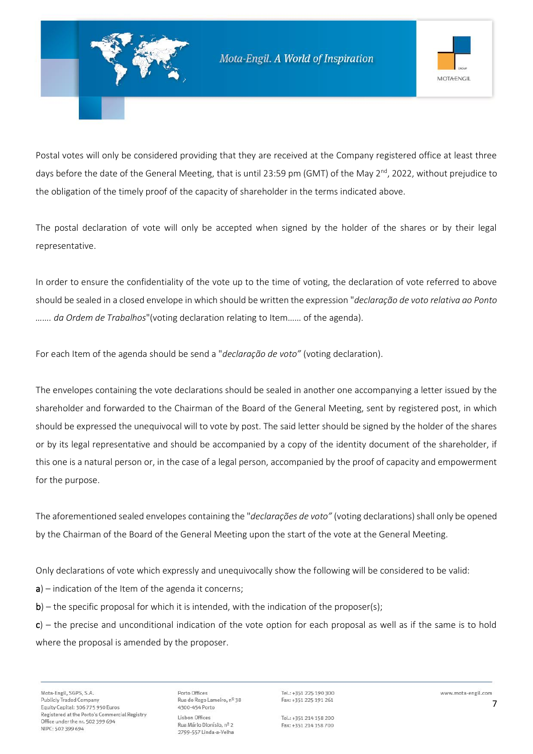Postal votes will only be considered providing that they are received at the Company registered office at least three days before the date of the General Meeting, that is until 23:59 pm (GMT) of the May 2nd, 2022, without prejudice to the obligation of the timely proof of the capacity of shareholder in the terms indicated above.

The postal declaration of vote will only be accepted when signed by the holder of the shares or by their legal representative.

In order to ensure the confidentiality of the vote up to the time of voting, the declaration of vote referred to above should be sealed in a closed envelope in which should be written the expression "*declaração de voto relativa ao Ponto ……. da Ordem de Trabalhos*"(voting declaration relating to Item…… of the agenda).

For each Item of the agenda should be send a "*declaração de voto"* (voting declaration).

The envelopes containing the vote declarations should be sealed in another one accompanying a letter issued by the shareholder and forwarded to the Chairman of the Board of the General Meeting, sent by registered post, in which should be expressed the unequivocal will to vote by post. The said letter should be signed by the holder of the shares or by its legal representative and should be accompanied by a copy of the identity document of the shareholder, if this one is a natural person or, in the case of a legal person, accompanied by the proof of capacity and empowerment for the purpose.

The aforementioned sealed envelopes containing the "*declarações de voto"* (voting declarations) shall only be opened by the Chairman of the Board of the General Meeting upon the start of the vote at the General Meeting.

Only declarations of vote which expressly and unequivocally show the following will be considered to be valid:

**a**) – indication of the Item of the agenda it concerns;

**b**) – the specific proposal for which it is intended, with the indication of the proposer(s);

**c**) – the precise and unconditional indication of the vote option for each proposal as well as if the same is to hold where the proposal is amended by the proposer.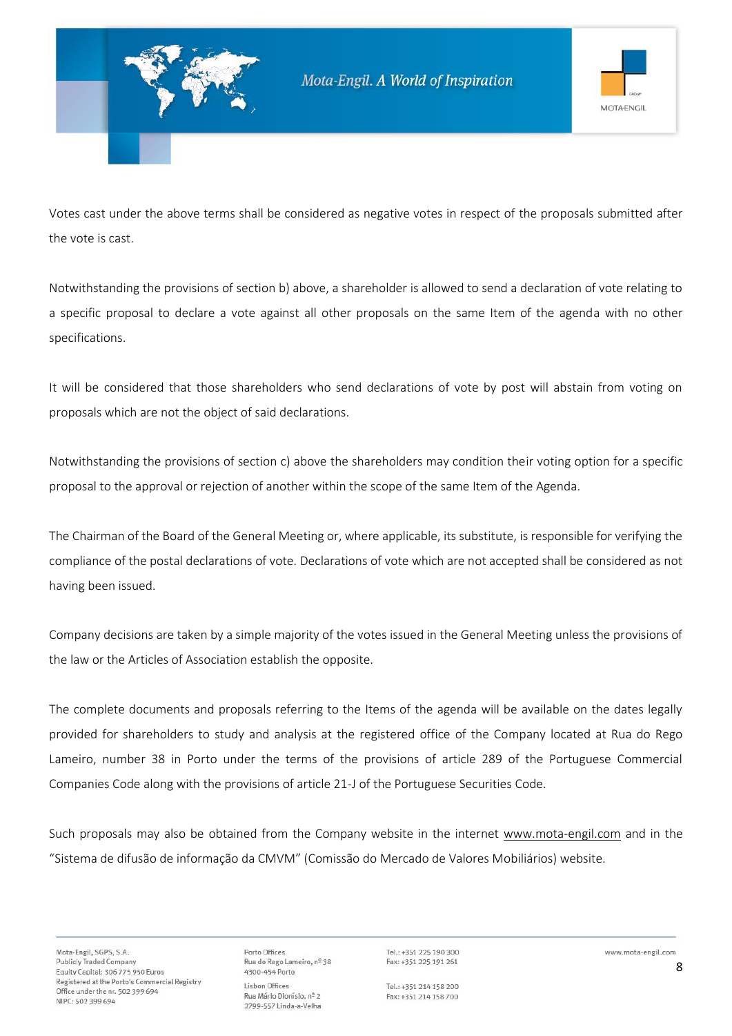Votes cast under the above terms shall be considered as negative votes in respect of the proposals submitted after the vote is cast.

Notwithstanding the provisions of section b) above, a shareholder is allowed to send a declaration of vote relating to a specific proposal to declare a vote against all other proposals on the same Item of the agenda with no other specifications.

It will be considered that those shareholders who send declarations of vote by post will abstain from voting on proposals which are not the object of said declarations.

Notwithstanding the provisions of section c) above the shareholders may condition their voting option for a specific proposal to the approval or rejection of another within the scope of the same Item of the Agenda.

The Chairman of the Board of the General Meeting or, where applicable, its substitute, is responsible for verifying the compliance of the postal declarations of vote. Declarations of vote which are not accepted shall be considered as not having been issued.

Company decisions are taken by a simple majority of the votes issued in the General Meeting unless the provisions of the law or the Articles of Association establish the opposite.

The complete documents and proposals referring to the Items of the agenda will be available on the dates legally provided for shareholders to study and analysis at the registered office of the Company located at Rua do Rego Lameiro, number 38 in Porto under the terms of the provisions of article 289 of the Portuguese Commercial Companies Code along with the provisions of article 21-J of the Portuguese Securities Code.

Such proposals may also be obtained from the Company website in the internet www.mota-engil.com and in the "Sistema de difusão de informação da CMVM" (Comissão do Mercado de Valores Mobiliários) website.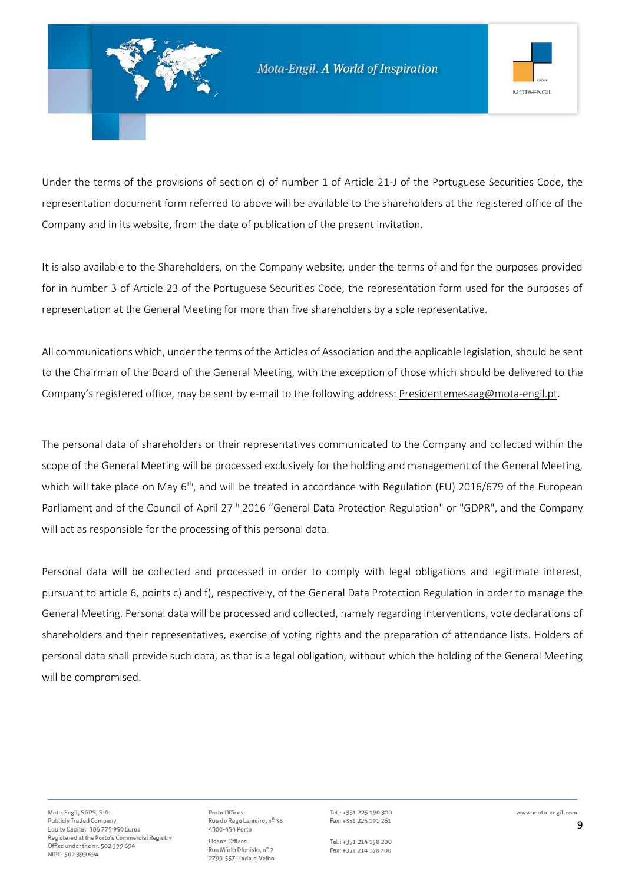Under the terms of the provisions of section c) of number 1 of Article 21-J of the Portuguese Securities Code, the representation document form referred to above will be available to the shareholders at the registered office of the Company and in its website, from the date of publication of the present invitation.

It is also available to the Shareholders, on the Company website, under the terms of and for the purposes provided for in number 3 of Article 23 of the Portuguese Securities Code, the representation form used for the purposes of representation at the General Meeting for more than five shareholders by a sole representative.

All communications which, under the terms of the Articles of Association and the applicable legislation, should be sent to the Chairman of the Board of the General Meeting, with the exception of those which should be delivered to the Company's registered office, may be sent by e-mail to the following address: Presidentemesaag@mota-engil.pt.

The personal data of shareholders or their representatives communicated to the Company and collected within the scope of the General Meeting will be processed exclusively for the holding and management of the General Meeting, which will take place on May 6th, and will be treated in accordance with Regulation (EU) 2016/679 of the European Parliament and of the Council of April 27th 2016 "General Data Protection Regulation" or "GDPR", and the Company will act as responsible for the processing of this personal data.

Personal data will be collected and processed in order to comply with legal obligations and legitimate interest, pursuant to article 6, points c) and f), respectively, of the General Data Protection Regulation in order to manage the General Meeting. Personal data will be processed and collected, namely regarding interventions, vote declarations of shareholders and their representatives, exercise of voting rights and the preparation of attendance lists. Holders of personal data shall provide such data, as that is a legal obligation, without which the holding of the General Meeting will be compromised.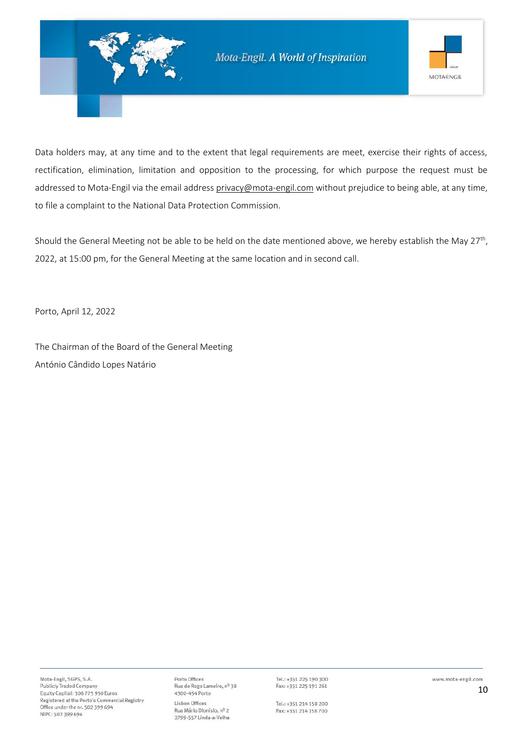Data holders may, at any time and to the extent that legal requirements are meet, exercise their rights of access, rectification, elimination, limitation and opposition to the processing, for which purpose the request must be addressed to Mota-Engil via the email address privacy@mota-engil.com without prejudice to being able, at any time, to file a complaint to the National Data Protection Commission.

Should the General Meeting not be able to be held on the date mentioned above, we hereby establish the May 27th, 2022, at 15:00 pm, for the General Meeting at the same location and in second call.

Porto, April 12, 2022

The Chairman of the Board of the General Meeting
António Cândido Lopes Natário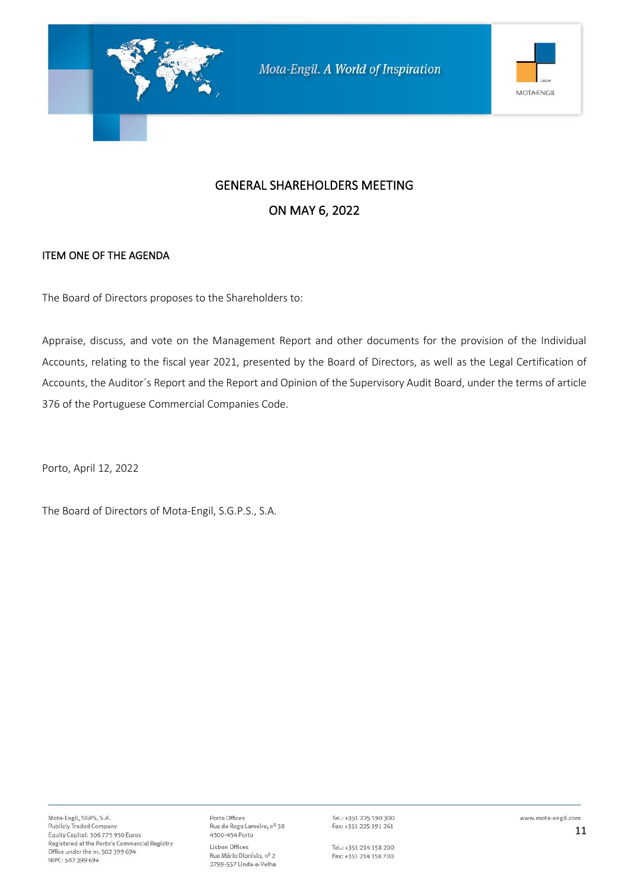## GENERAL SHAREHOLDERS MEETING

## ON MAY 6, 2022

### ITEM ONE OF THE AGENDA

The Board of Directors proposes to the Shareholders to:

Appraise, discuss, and vote on the Management Report and other documents for the provision of the Individual Accounts, relating to the fiscal year 2021, presented by the Board of Directors, as well as the Legal Certification of Accounts, the Auditor´s Report and the Report and Opinion of the Supervisory Audit Board, under the terms of article 376 of the Portuguese Commercial Companies Code.

Porto, April 12, 2022

The Board of Directors of Mota-Engil, S.G.P.S., S.A.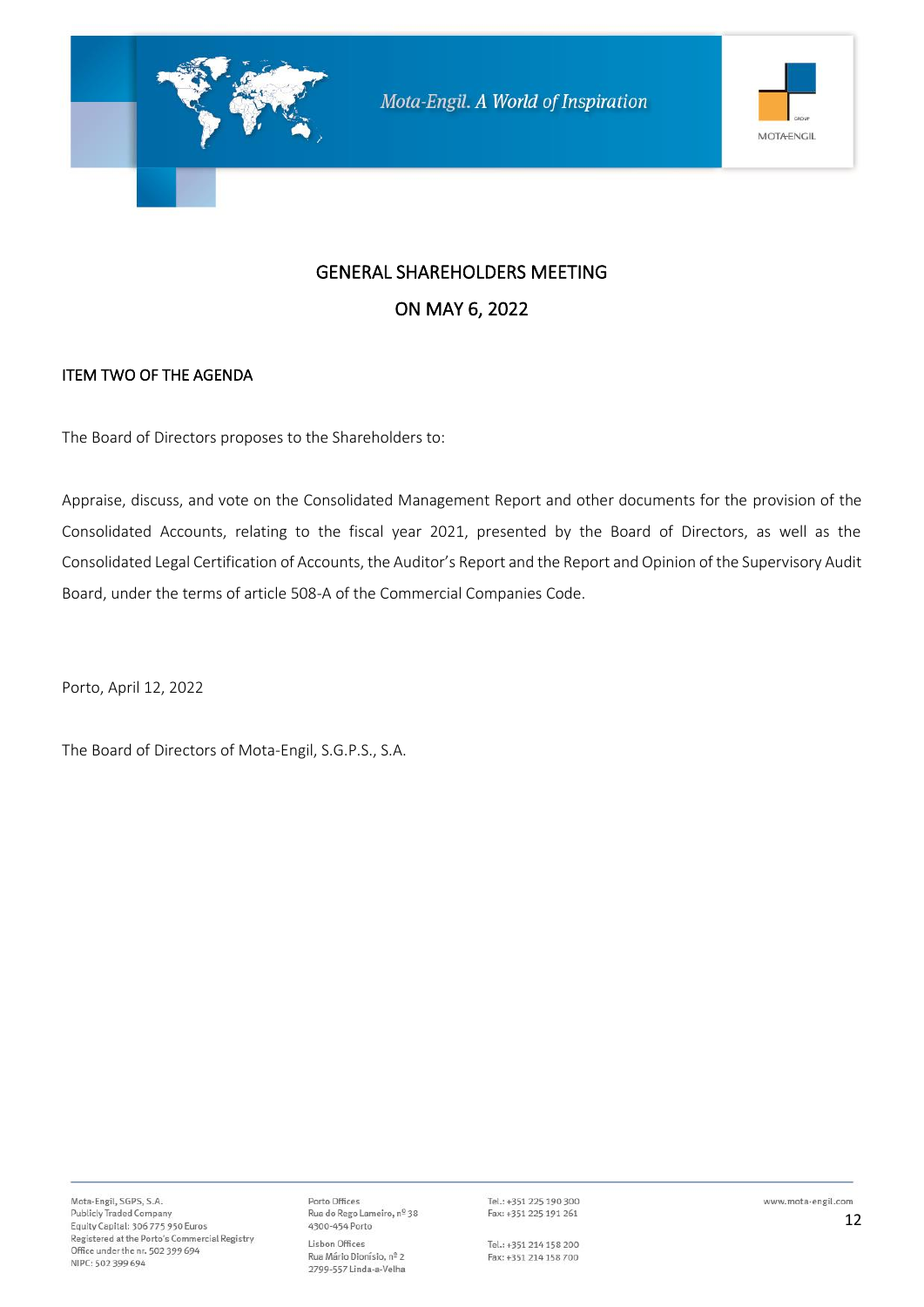## GENERAL SHAREHOLDERS MEETING

## ON MAY 6, 2022

ITEM TWO OF THE AGENDA

The Board of Directors proposes to the Shareholders to:

Appraise, discuss, and vote on the Consolidated Management Report and other documents for the provision of the Consolidated Accounts, relating to the fiscal year 2021, presented by the Board of Directors, as well as the Consolidated Legal Certification of Accounts, the Auditor's Report and the Report and Opinion of the Supervisory Audit Board, under the terms of article 508-A of the Commercial Companies Code.

Porto, April 12, 2022

The Board of Directors of Mota-Engil, S.G.P.S., S.A.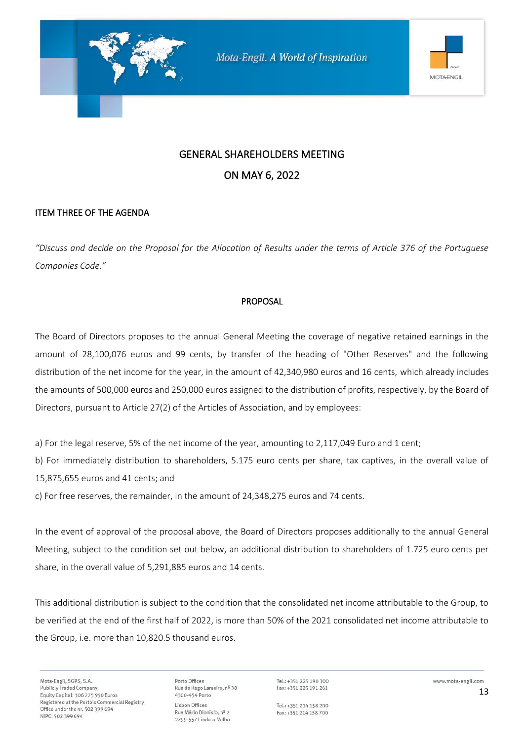## GENERAL SHAREHOLDERS MEETING

## ON MAY 6, 2022

### ITEM THREE OF THE AGENDA

*"Discuss and decide on the Proposal for the Allocation of Results under the terms of Article 376 of the Portuguese Companies Code."*

### PROPOSAL

The Board of Directors proposes to the annual General Meeting the coverage of negative retained earnings in the amount of 28,100,076 euros and 99 cents, by transfer of the heading of "Other Reserves" and the following distribution of the net income for the year, in the amount of 42,340,980 euros and 16 cents, which already includes the amounts of 500,000 euros and 250,000 euros assigned to the distribution of profits, respectively, by the Board of Directors, pursuant to Article 27(2) of the Articles of Association, and by employees:

a) For the legal reserve, 5% of the net income of the year, amounting to 2,117,049 Euro and 1 cent;
b) For immediately distribution to shareholders, 5.175 euro cents per share, tax captives, in the overall value of 15,875,655 euros and 41 cents; and
c) For free reserves, the remainder, in the amount of 24,348,275 euros and 74 cents.

In the event of approval of the proposal above, the Board of Directors proposes additionally to the annual General Meeting, subject to the condition set out below, an additional distribution to shareholders of 1.725 euro cents per share, in the overall value of 5,291,885 euros and 14 cents.

This additional distribution is subject to the condition that the consolidated net income attributable to the Group, to be verified at the end of the first half of 2022, is more than 50% of the 2021 consolidated net income attributable to the Group, i.e. more than 10,820.5 thousand euros.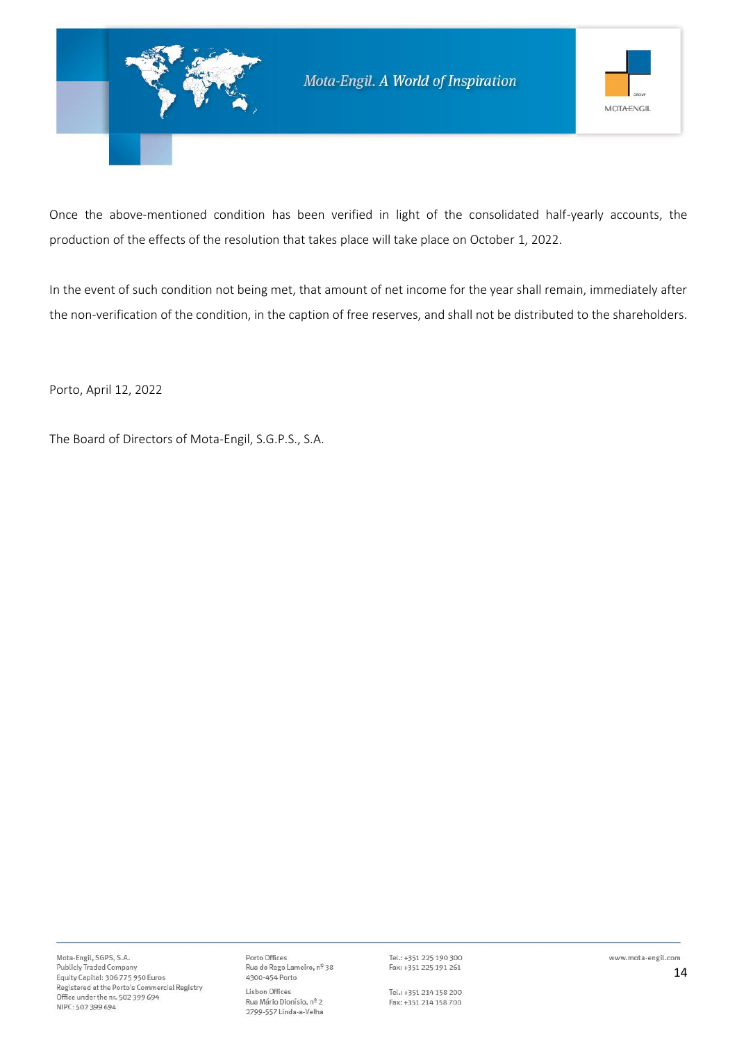Once the above-mentioned condition has been verified in light of the consolidated half-yearly accounts, the production of the effects of the resolution that takes place will take place on October 1, 2022.

In the event of such condition not being met, that amount of net income for the year shall remain, immediately after the non-verification of the condition, in the caption of free reserves, and shall not be distributed to the shareholders.

Porto, April 12, 2022

The Board of Directors of Mota-Engil, S.G.P.S., S.A.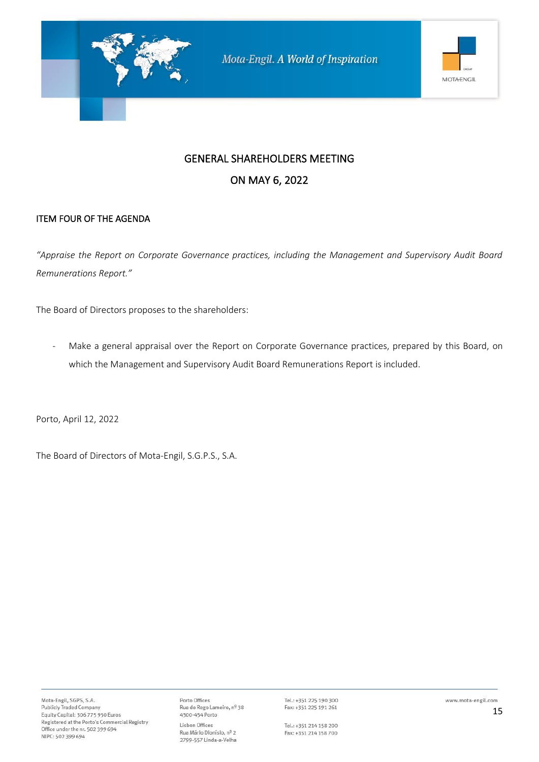# GENERAL SHAREHOLDERS MEETING

# ON MAY 6, 2022

## ITEM FOUR OF THE AGENDA

*"Appraise the Report on Corporate Governance practices, including the Management and Supervisory Audit Board Remunerations Report."*

The Board of Directors proposes to the shareholders:

- Make a general appraisal over the Report on Corporate Governance practices, prepared by this Board, on which the Management and Supervisory Audit Board Remunerations Report is included.

Porto, April 12, 2022

The Board of Directors of Mota-Engil, S.G.P.S., S.A.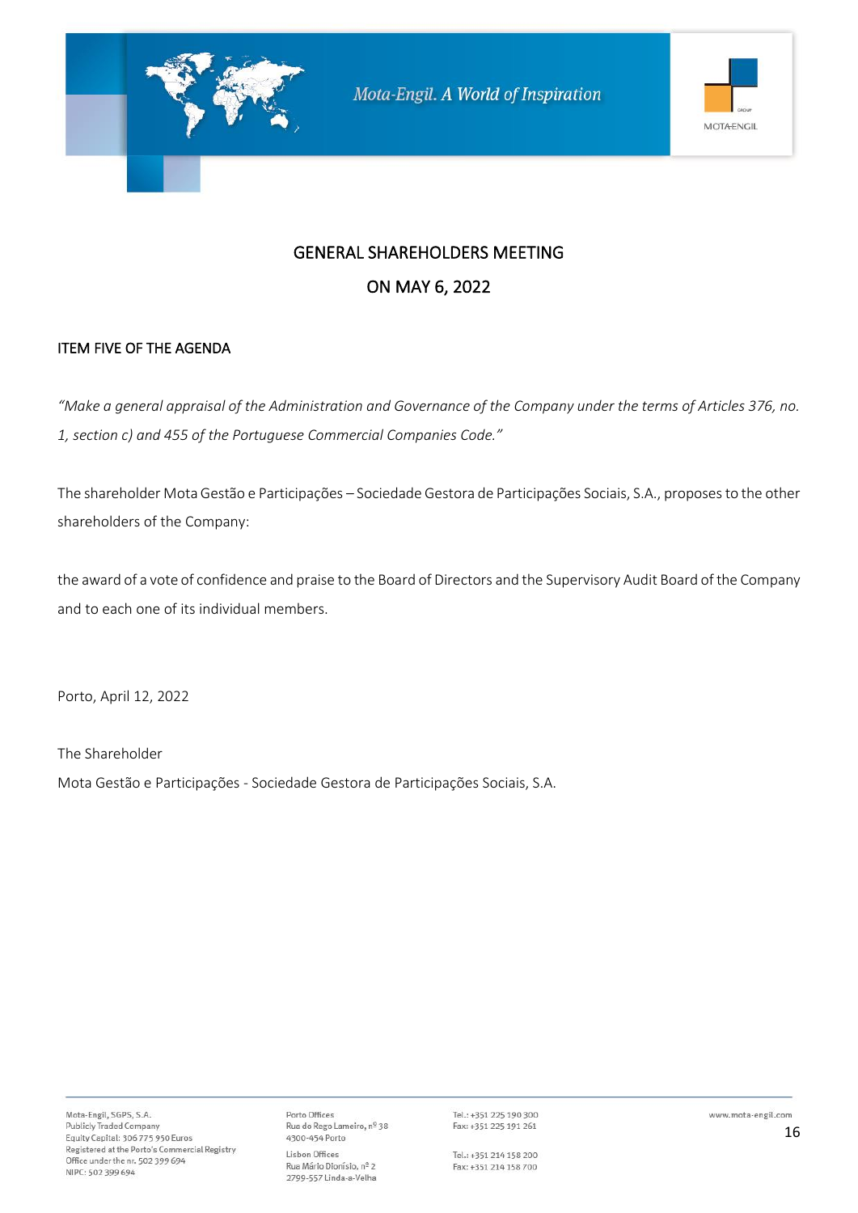## GENERAL SHAREHOLDERS MEETING

## ON MAY 6, 2022

### ITEM FIVE OF THE AGENDA

*"Make a general appraisal of the Administration and Governance of the Company under the terms of Articles 376, no. 1, section c) and 455 of the Portuguese Commercial Companies Code."*

The shareholder Mota Gestão e Participações – Sociedade Gestora de Participações Sociais, S.A., proposes to the other shareholders of the Company:

the award of a vote of confidence and praise to the Board of Directors and the Supervisory Audit Board of the Company and to each one of its individual members.

Porto, April 12, 2022

The Shareholder

Mota Gestão e Participações - Sociedade Gestora de Participações Sociais, S.A.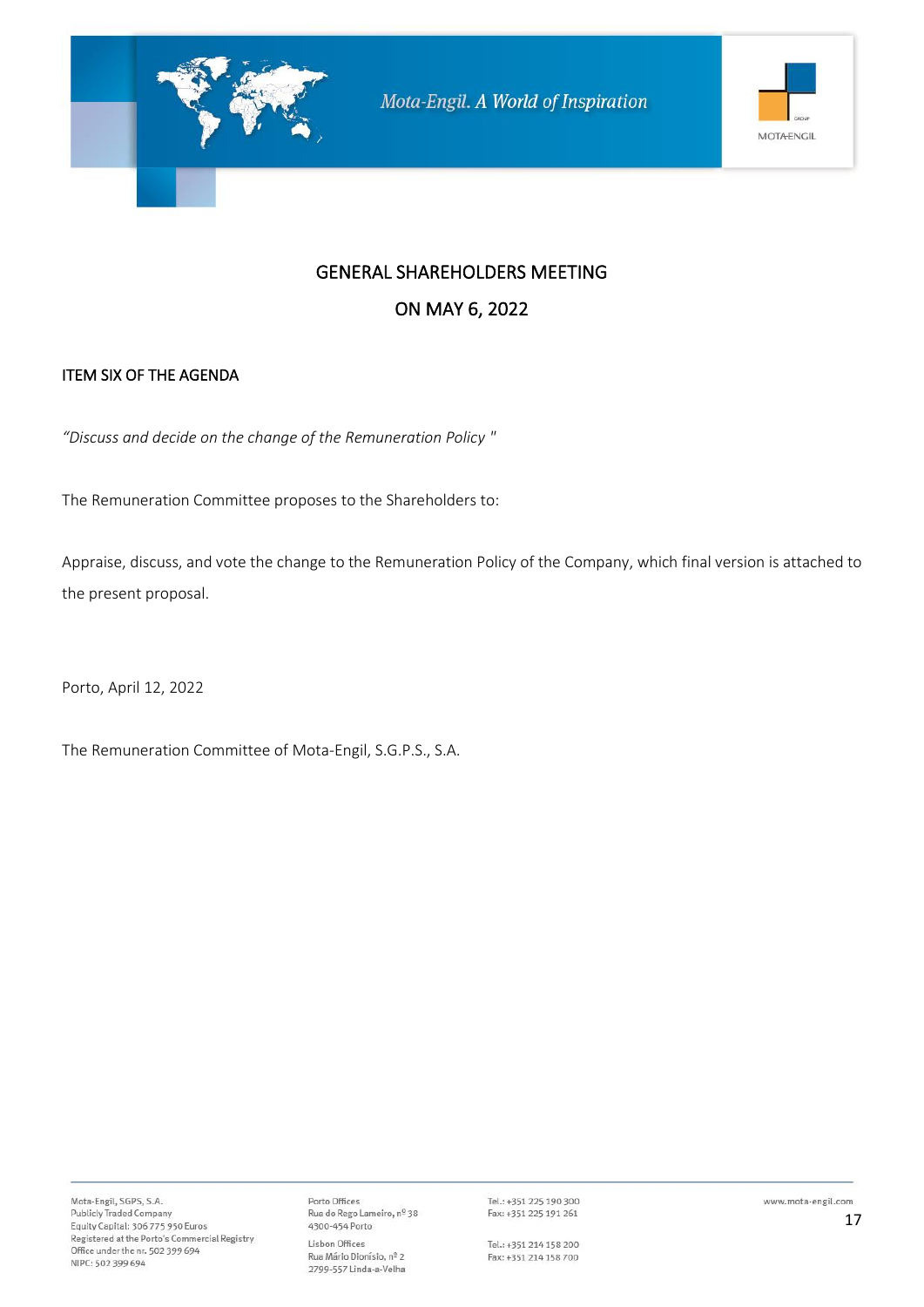# GENERAL SHAREHOLDERS MEETING

# ON MAY 6, 2022

## ITEM SIX OF THE AGENDA

*"Discuss and decide on the change of the Remuneration Policy "*

The Remuneration Committee proposes to the Shareholders to:

Appraise, discuss, and vote the change to the Remuneration Policy of the Company, which final version is attached to the present proposal.

Porto, April 12, 2022

The Remuneration Committee of Mota-Engil, S.G.P.S., S.A.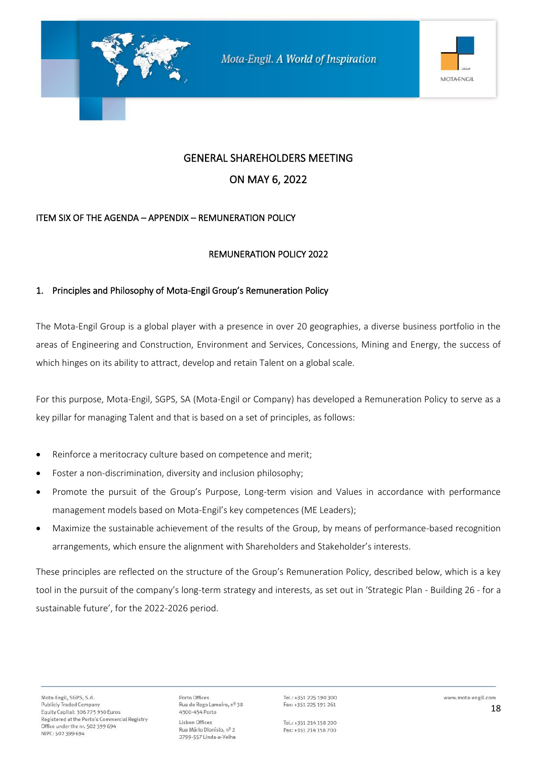GENERAL SHAREHOLDERS MEETING

ON MAY 6, 2022

ITEM SIX OF THE AGENDA – APPENDIX – REMUNERATION POLICY

REMUNERATION POLICY 2022

## 1. Principles and Philosophy of Mota-Engil Group's Remuneration Policy

The Mota-Engil Group is a global player with a presence in over 20 geographies, a diverse business portfolio in the areas of Engineering and Construction, Environment and Services, Concessions, Mining and Energy, the success of which hinges on its ability to attract, develop and retain Talent on a global scale.

For this purpose, Mota-Engil, SGPS, SA (Mota-Engil or Company) has developed a Remuneration Policy to serve as a key pillar for managing Talent and that is based on a set of principles, as follows:

- Reinforce a meritocracy culture based on competence and merit;
- Foster a non-discrimination, diversity and inclusion philosophy;
- Promote the pursuit of the Group's Purpose, Long-term vision and Values in accordance with performance management models based on Mota-Engil's key competences (ME Leaders);
- Maximize the sustainable achievement of the results of the Group, by means of performance-based recognition arrangements, which ensure the alignment with Shareholders and Stakeholder's interests.

These principles are reflected on the structure of the Group's Remuneration Policy, described below, which is a key tool in the pursuit of the company's long-term strategy and interests, as set out in 'Strategic Plan - Building 26 - for a sustainable future', for the 2022-2026 period.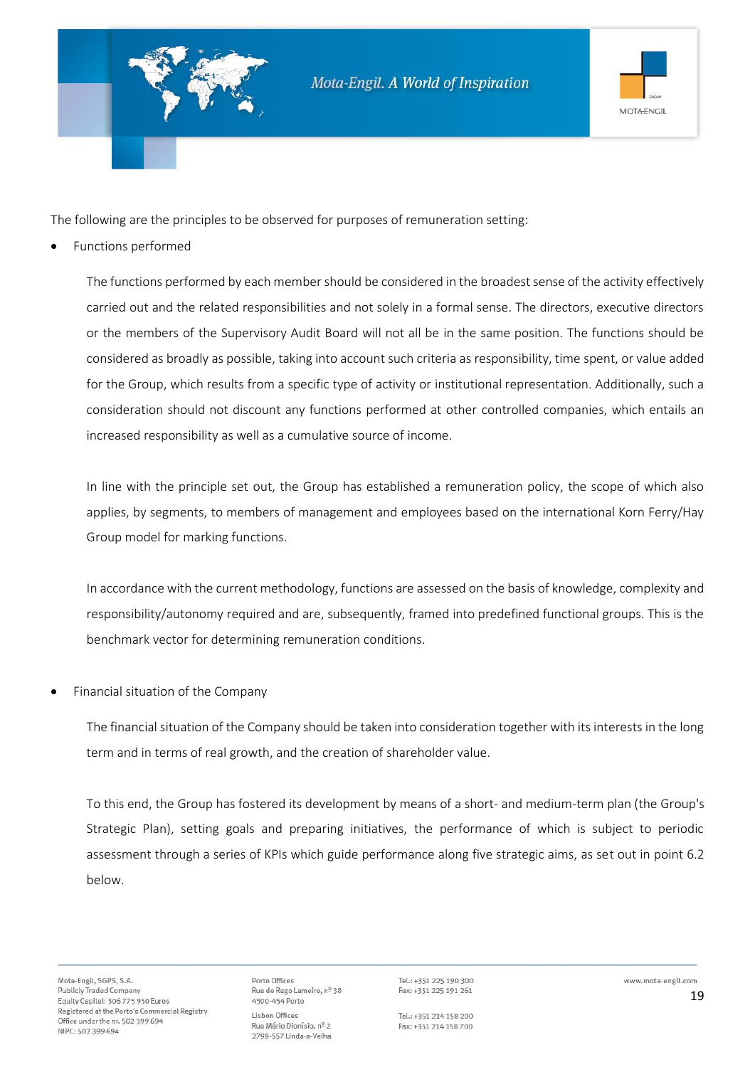The following are the principles to be observed for purposes of remuneration setting:

- Functions performed

  The functions performed by each member should be considered in the broadest sense of the activity effectively carried out and the related responsibilities and not solely in a formal sense. The directors, executive directors or the members of the Supervisory Audit Board will not all be in the same position. The functions should be considered as broadly as possible, taking into account such criteria as responsibility, time spent, or value added for the Group, which results from a specific type of activity or institutional representation. Additionally, such a consideration should not discount any functions performed at other controlled companies, which entails an increased responsibility as well as a cumulative source of income.

  In line with the principle set out, the Group has established a remuneration policy, the scope of which also applies, by segments, to members of management and employees based on the international Korn Ferry/Hay Group model for marking functions.

  In accordance with the current methodology, functions are assessed on the basis of knowledge, complexity and responsibility/autonomy required and are, subsequently, framed into predefined functional groups. This is the benchmark vector for determining remuneration conditions.

- Financial situation of the Company

  The financial situation of the Company should be taken into consideration together with its interests in the long term and in terms of real growth, and the creation of shareholder value.

  To this end, the Group has fostered its development by means of a short- and medium-term plan (the Group's Strategic Plan), setting goals and preparing initiatives, the performance of which is subject to periodic assessment through a series of KPIs which guide performance along five strategic aims, as set out in point 6.2 below.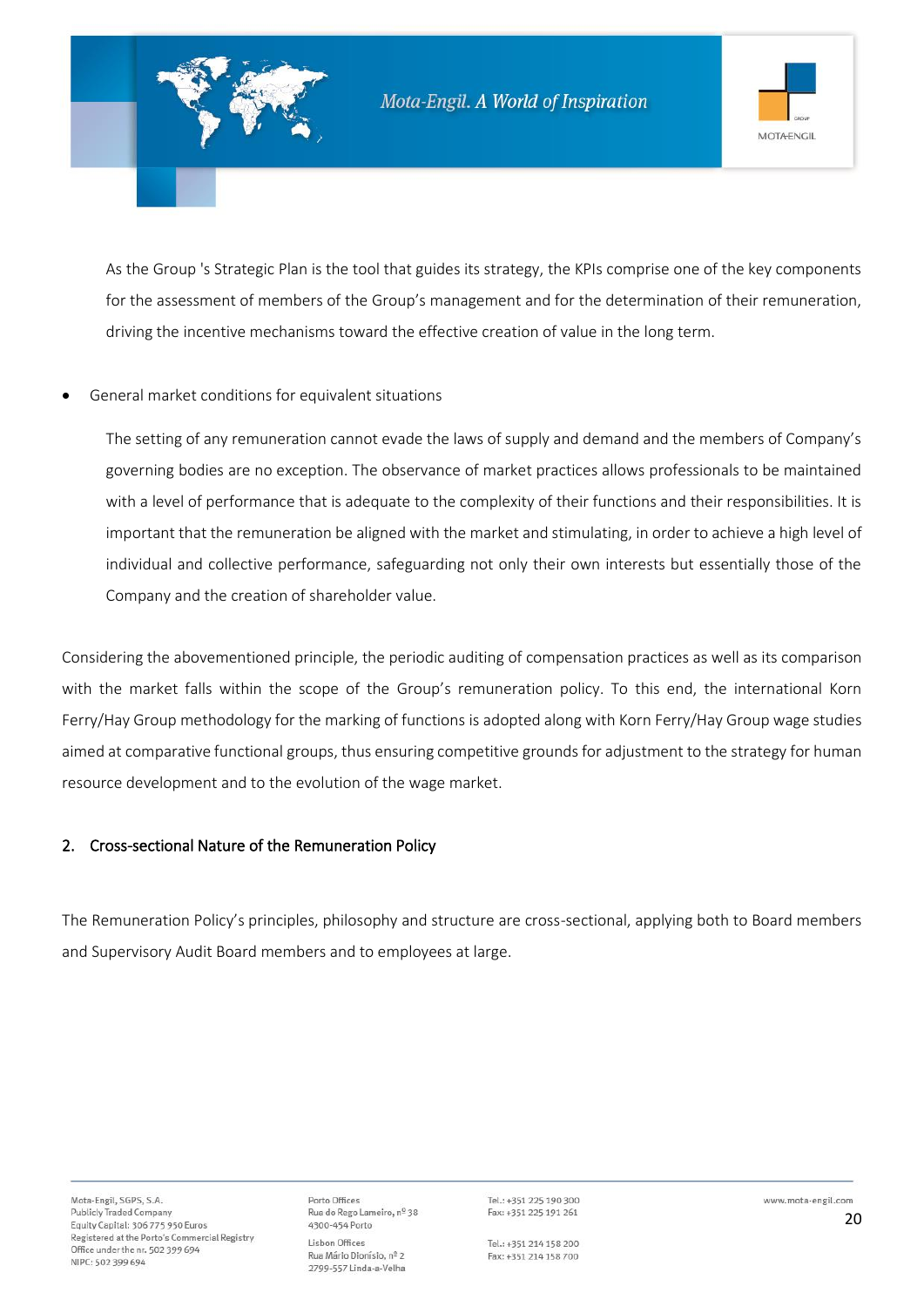As the Group 's Strategic Plan is the tool that guides its strategy, the KPIs comprise one of the key components for the assessment of members of the Group's management and for the determination of their remuneration, driving the incentive mechanisms toward the effective creation of value in the long term.

- General market conditions for equivalent situations

  The setting of any remuneration cannot evade the laws of supply and demand and the members of Company's governing bodies are no exception. The observance of market practices allows professionals to be maintained with a level of performance that is adequate to the complexity of their functions and their responsibilities. It is important that the remuneration be aligned with the market and stimulating, in order to achieve a high level of individual and collective performance, safeguarding not only their own interests but essentially those of the Company and the creation of shareholder value.

Considering the abovementioned principle, the periodic auditing of compensation practices as well as its comparison with the market falls within the scope of the Group's remuneration policy. To this end, the international Korn Ferry/Hay Group methodology for the marking of functions is adopted along with Korn Ferry/Hay Group wage studies aimed at comparative functional groups, thus ensuring competitive grounds for adjustment to the strategy for human resource development and to the evolution of the wage market.

## 2. Cross-sectional Nature of the Remuneration Policy

The Remuneration Policy's principles, philosophy and structure are cross-sectional, applying both to Board members and Supervisory Audit Board members and to employees at large.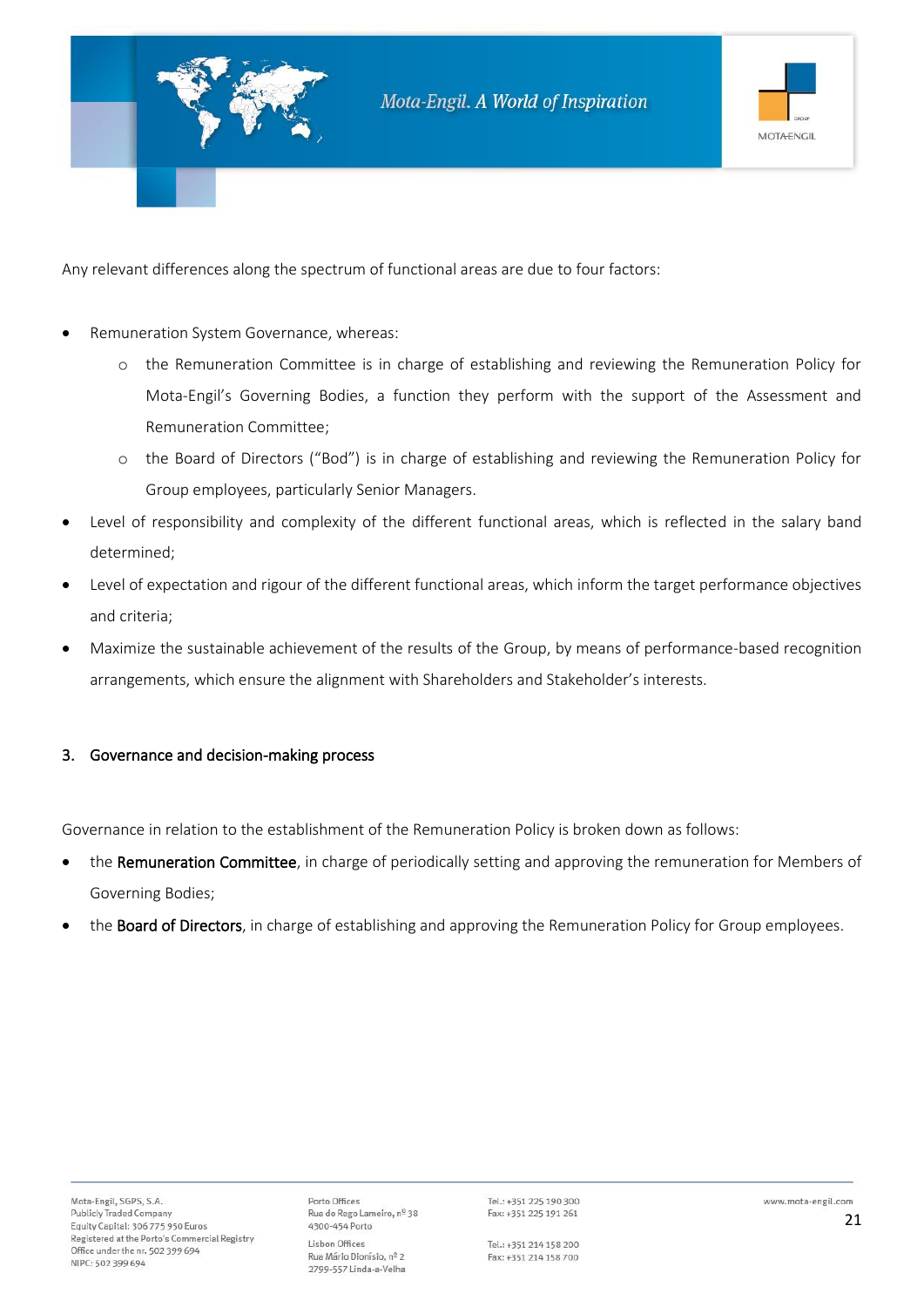Any relevant differences along the spectrum of functional areas are due to four factors:

- Remuneration System Governance, whereas:
  - the Remuneration Committee is in charge of establishing and reviewing the Remuneration Policy for Mota-Engil's Governing Bodies, a function they perform with the support of the Assessment and Remuneration Committee;
  - the Board of Directors ("Bod") is in charge of establishing and reviewing the Remuneration Policy for Group employees, particularly Senior Managers.
- Level of responsibility and complexity of the different functional areas, which is reflected in the salary band determined;
- Level of expectation and rigour of the different functional areas, which inform the target performance objectives and criteria;
- Maximize the sustainable achievement of the results of the Group, by means of performance-based recognition arrangements, which ensure the alignment with Shareholders and Stakeholder's interests.

## 3. Governance and decision-making process

Governance in relation to the establishment of the Remuneration Policy is broken down as follows:

- the **Remuneration Committee**, in charge of periodically setting and approving the remuneration for Members of Governing Bodies;
- the **Board of Directors**, in charge of establishing and approving the Remuneration Policy for Group employees.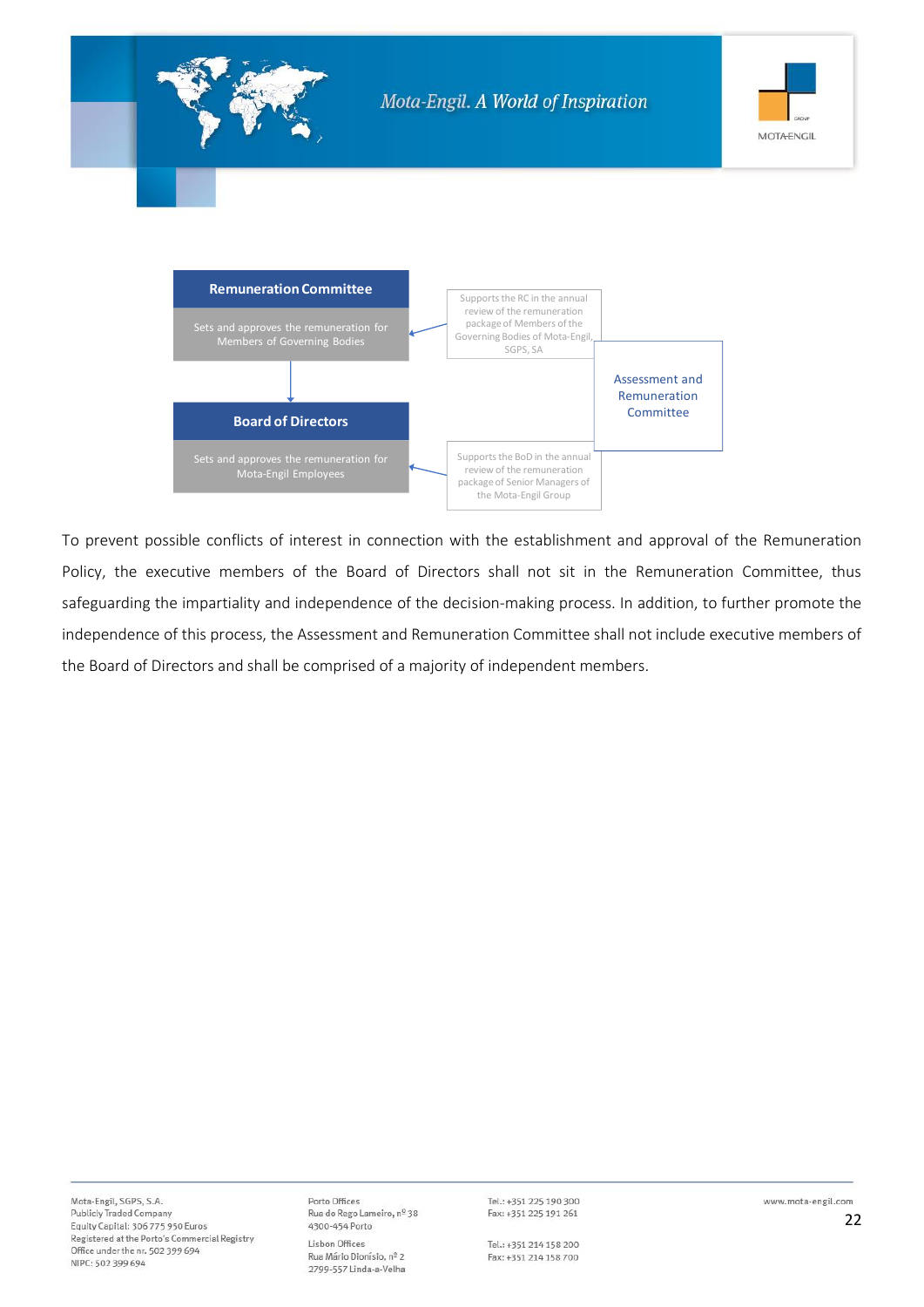**Remuneration Committee**

Sets and approves the remuneration for Members of Governing Bodies

**Board of Directors**

Sets and approves the remuneration for Mota-Engil Employees

Supports the RC in the annual review of the remuneration package of Members of the Governing Bodies of Mota-Engil, SGPS, SA

Assessment and Remuneration Committee

Supports the BoD in the annual review of the remuneration package of Senior Managers of the Mota-Engil Group

To prevent possible conflicts of interest in connection with the establishment and approval of the Remuneration Policy, the executive members of the Board of Directors shall not sit in the Remuneration Committee, thus safeguarding the impartiality and independence of the decision-making process. In addition, to further promote the independence of this process, the Assessment and Remuneration Committee shall not include executive members of the Board of Directors and shall be comprised of a majority of independent members.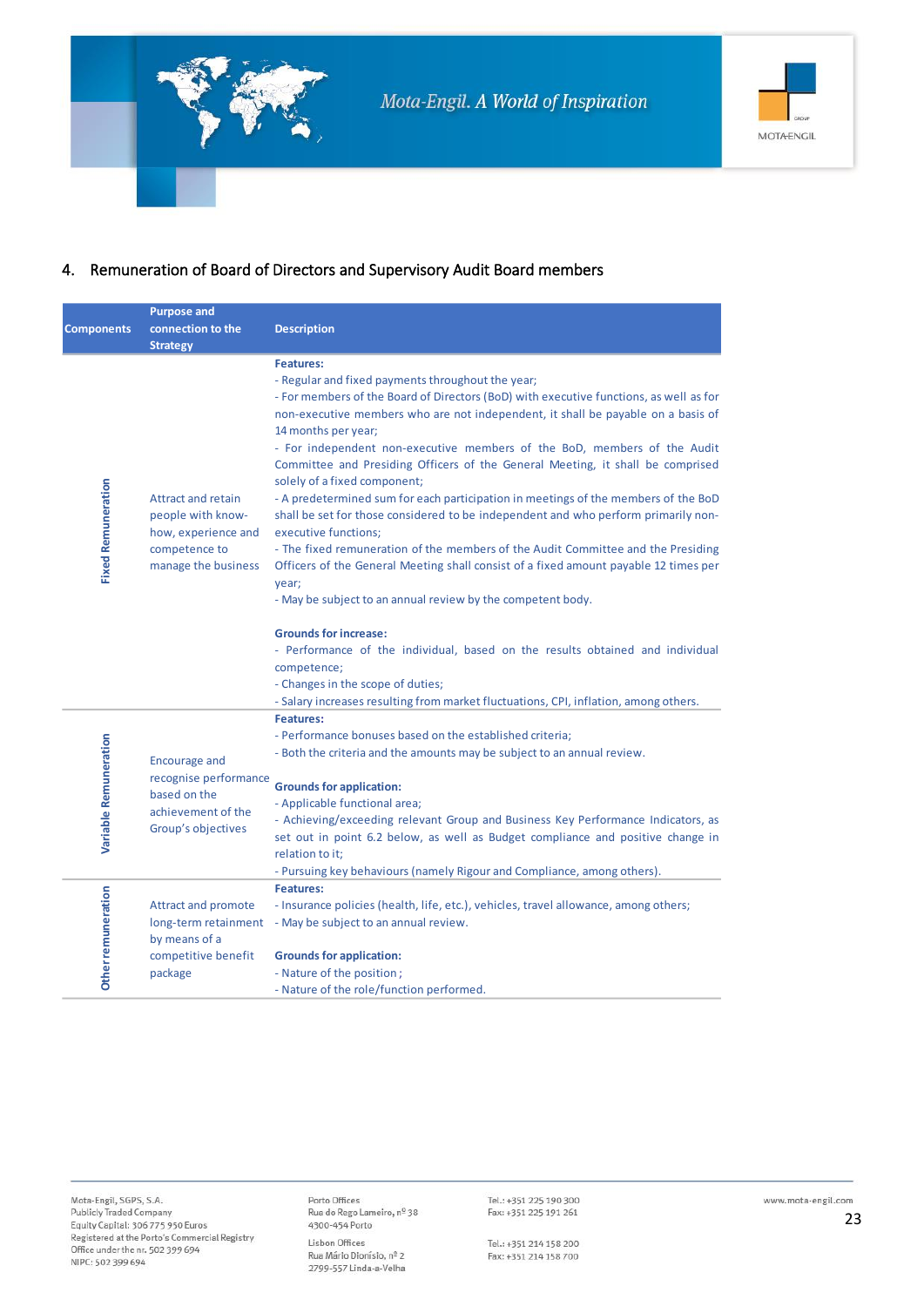## 4. Remuneration of Board of Directors and Supervisory Audit Board members

| Components | Purpose and connection to the Strategy | Description |
|---|---|---|
| Fixed Remuneration | Attract and retain people with know-how, experience and competence to manage the business | **Features:**<br>- Regular and fixed payments throughout the year;<br>- For members of the Board of Directors (BoD) with executive functions, as well as for non-executive members who are not independent, it shall be payable on a basis of 14 months per year;<br>- For independent non-executive members of the BoD, members of the Audit Committee and Presiding Officers of the General Meeting, it shall be comprised solely of a fixed component;<br>- A predetermined sum for each participation in meetings of the members of the BoD shall be set for those considered to be independent and who perform primarily non-executive functions;<br>- The fixed remuneration of the members of the Audit Committee and the Presiding Officers of the General Meeting shall consist of a fixed amount payable 12 times per year;<br>- May be subject to an annual review by the competent body.<br><br>**Grounds for increase:**<br>- Performance of the individual, based on the results obtained and individual competence;<br>- Changes in the scope of duties;<br>- Salary increases resulting from market fluctuations, CPI, inflation, among others. |
| Variable Remuneration | Encourage and recognise performance based on the achievement of the Group's objectives | **Features:**<br>- Performance bonuses based on the established criteria;<br>- Both the criteria and the amounts may be subject to an annual review.<br><br>**Grounds for application:**<br>- Applicable functional area;<br>- Achieving/exceeding relevant Group and Business Key Performance Indicators, as set out in point 6.2 below, as well as Budget compliance and positive change in relation to it;<br>- Pursuing key behaviours (namely Rigour and Compliance, among others). |
| Other remuneration | Attract and promote long-term retainment by means of a competitive benefit package | **Features:**<br>- Insurance policies (health, life, etc.), vehicles, travel allowance, among others;<br>- May be subject to an annual review.<br><br>**Grounds for application:**<br>- Nature of the position;<br>- Nature of the role/function performed. |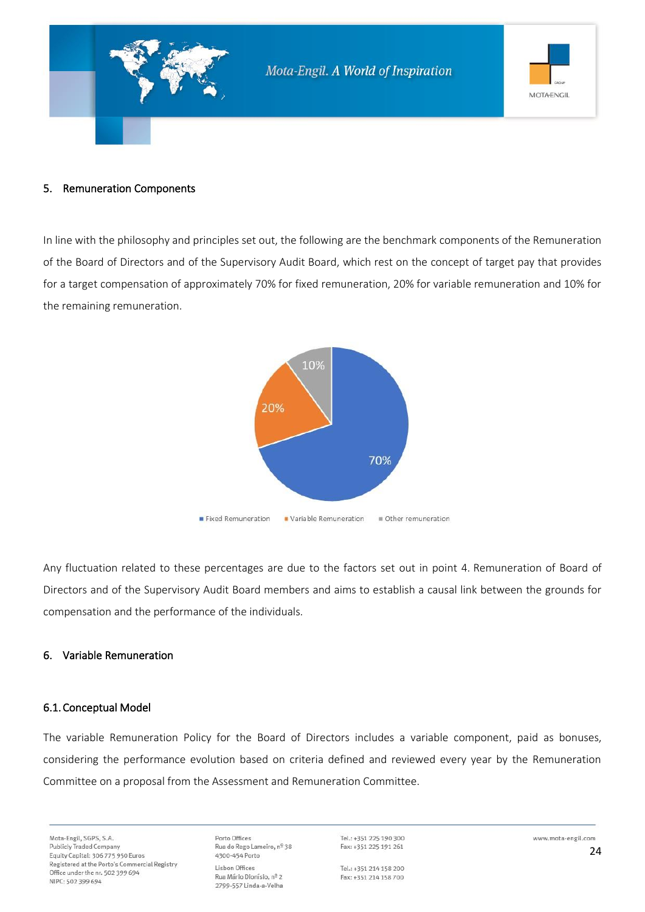## 5. Remuneration Components

In line with the philosophy and principles set out, the following are the benchmark components of the Remuneration of the Board of Directors and of the Supervisory Audit Board, which rest on the concept of target pay that provides for a target compensation of approximately 70% for fixed remuneration, 20% for variable remuneration and 10% for the remaining remuneration.

| Component | Percentage |
| --- | --- |
| Fixed Remuneration | 70% |
| Variable Remuneration | 20% |
| Other remuneration | 10% |

Any fluctuation related to these percentages are due to the factors set out in point 4. Remuneration of Board of Directors and of the Supervisory Audit Board members and aims to establish a causal link between the grounds for compensation and the performance of the individuals.

## 6. Variable Remuneration

### 6.1. Conceptual Model

The variable Remuneration Policy for the Board of Directors includes a variable component, paid as bonuses, considering the performance evolution based on criteria defined and reviewed every year by the Remuneration Committee on a proposal from the Assessment and Remuneration Committee.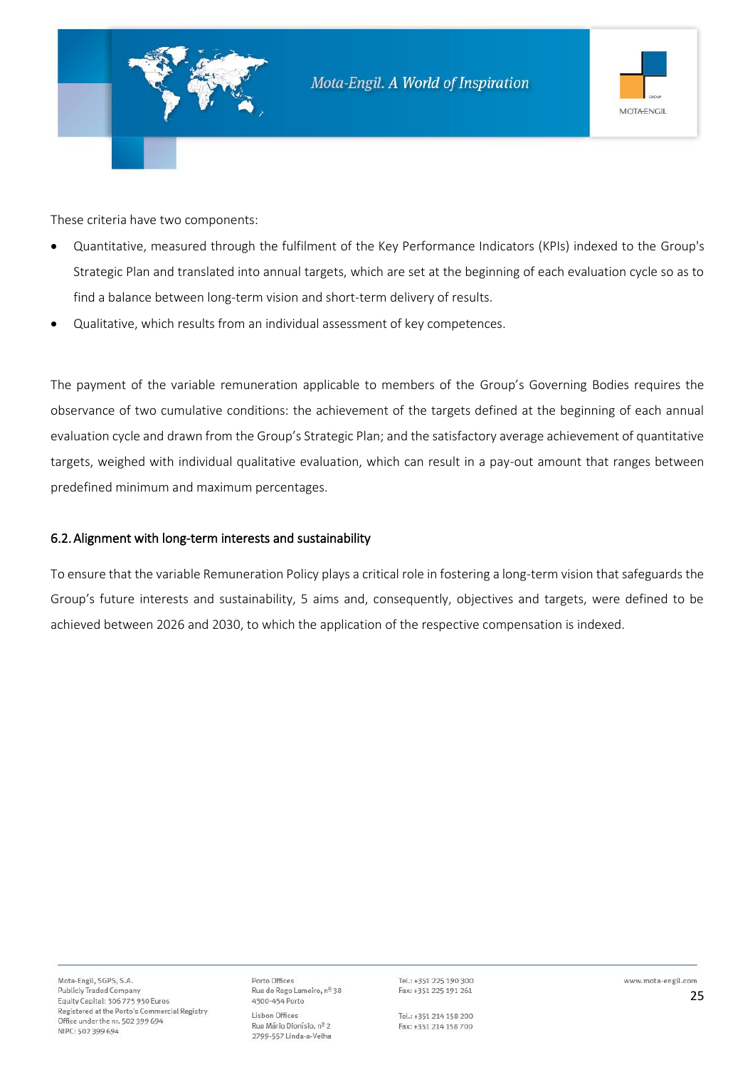These criteria have two components:

- Quantitative, measured through the fulfilment of the Key Performance Indicators (KPIs) indexed to the Group's Strategic Plan and translated into annual targets, which are set at the beginning of each evaluation cycle so as to find a balance between long-term vision and short-term delivery of results.
- Qualitative, which results from an individual assessment of key competences.

The payment of the variable remuneration applicable to members of the Group's Governing Bodies requires the observance of two cumulative conditions: the achievement of the targets defined at the beginning of each annual evaluation cycle and drawn from the Group's Strategic Plan; and the satisfactory average achievement of quantitative targets, weighed with individual qualitative evaluation, which can result in a pay-out amount that ranges between predefined minimum and maximum percentages.

## 6.2. Alignment with long-term interests and sustainability

To ensure that the variable Remuneration Policy plays a critical role in fostering a long-term vision that safeguards the Group's future interests and sustainability, 5 aims and, consequently, objectives and targets, were defined to be achieved between 2026 and 2030, to which the application of the respective compensation is indexed.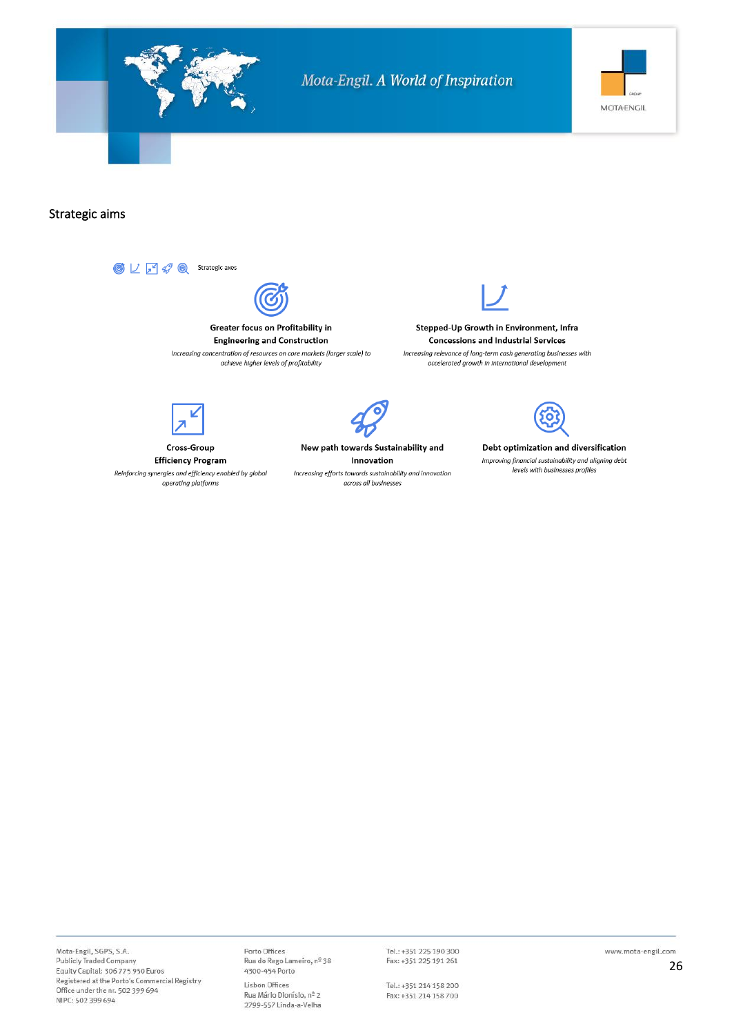## Strategic aims

Strategic axes

**Greater focus on Profitability in Engineering and Construction**

*Increasing concentration of resources on core markets (larger scale) to achieve higher levels of profitability*

**Stepped-Up Growth in Environment, Infra Concessions and Industrial Services**

*Increasing relevance of long-term cash generating businesses with accelerated growth in international development*

**Cross-Group Efficiency Program**

*Reinforcing synergies and efficiency enabled by global operating platforms*

**New path towards Sustainability and Innovation**

*Increasing efforts towards sustainability and innovation across all businesses*

**Debt optimization and diversification**

*Improving financial sustainability and aligning debt levels with businesses profiles*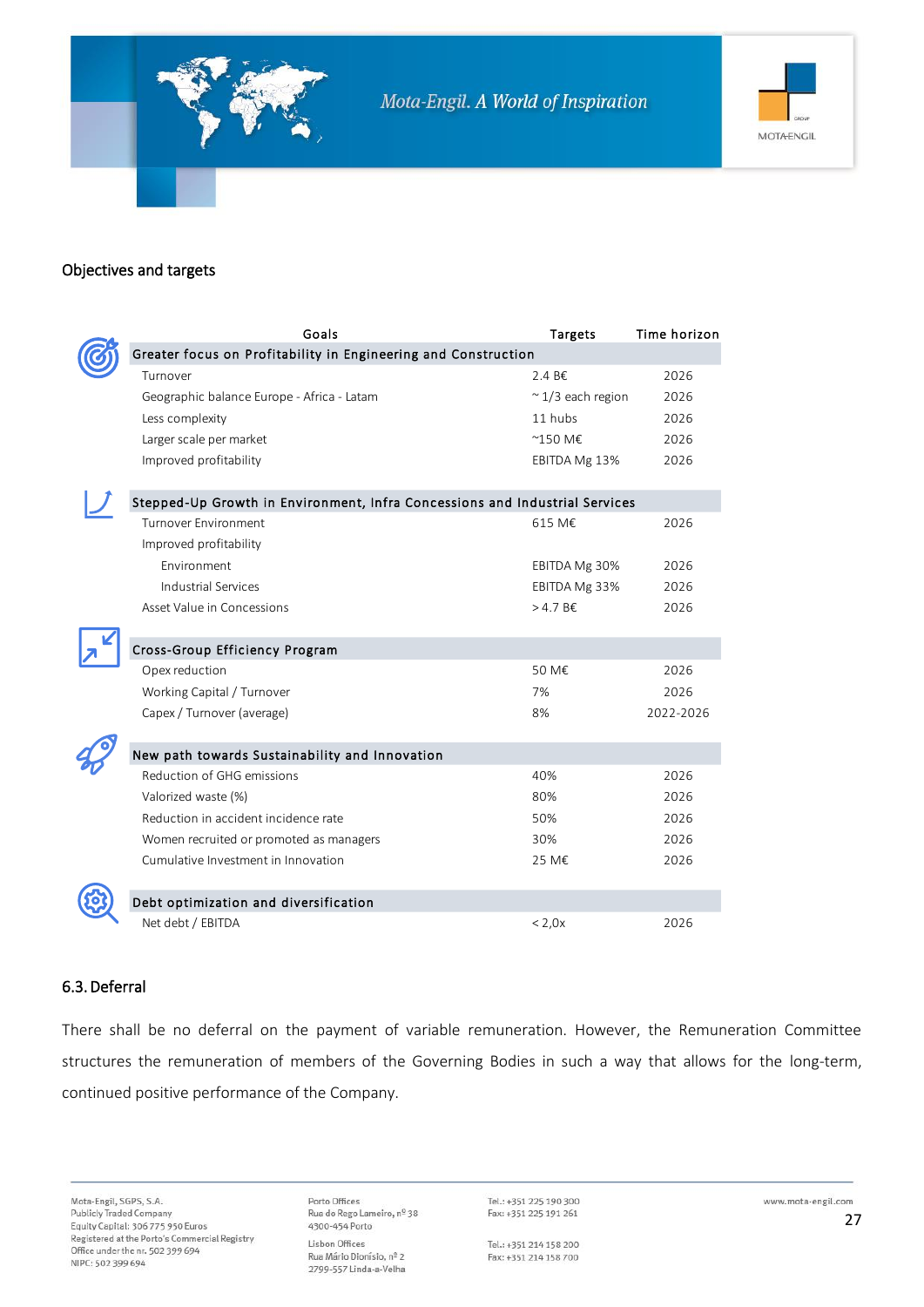### Objectives and targets

| Goals | Targets | Time horizon |
|---|---|---|
| **Greater focus on Profitability in Engineering and Construction** | | |
| Turnover | 2.4 B€ | 2026 |
| Geographic balance Europe - Africa - Latam | ~ 1/3 each region | 2026 |
| Less complexity | 11 hubs | 2026 |
| Larger scale per market | ~150 M€ | 2026 |
| Improved profitability | EBITDA Mg 13% | 2026 |
| **Stepped-Up Growth in Environment, Infra Concessions and Industrial Services** | | |
| Turnover Environment | 615 M€ | 2026 |
| Improved profitability | | |
| Environment | EBITDA Mg 30% | 2026 |
| Industrial Services | EBITDA Mg 33% | 2026 |
| Asset Value in Concessions | > 4.7 B€ | 2026 |
| **Cross-Group Efficiency Program** | | |
| Opex reduction | 50 M€ | 2026 |
| Working Capital / Turnover | 7% | 2026 |
| Capex / Turnover (average) | 8% | 2022-2026 |
| **New path towards Sustainability and Innovation** | | |
| Reduction of GHG emissions | 40% | 2026 |
| Valorized waste (%) | 80% | 2026 |
| Reduction in accident incidence rate | 50% | 2026 |
| Women recruited or promoted as managers | 30% | 2026 |
| Cumulative Investment in Innovation | 25 M€ | 2026 |
| **Debt optimization and diversification** | | |
| Net debt / EBITDA | < 2,0x | 2026 |

### 6.3. Deferral

There shall be no deferral on the payment of variable remuneration. However, the Remuneration Committee structures the remuneration of members of the Governing Bodies in such a way that allows for the long-term, continued positive performance of the Company.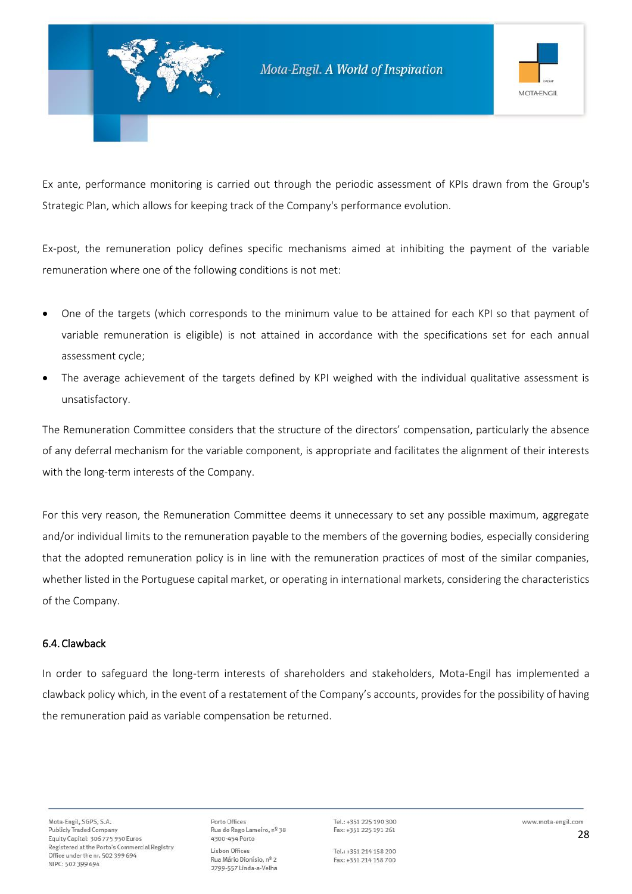Ex ante, performance monitoring is carried out through the periodic assessment of KPIs drawn from the Group's Strategic Plan, which allows for keeping track of the Company's performance evolution.

Ex-post, the remuneration policy defines specific mechanisms aimed at inhibiting the payment of the variable remuneration where one of the following conditions is not met:

- One of the targets (which corresponds to the minimum value to be attained for each KPI so that payment of variable remuneration is eligible) is not attained in accordance with the specifications set for each annual assessment cycle;
- The average achievement of the targets defined by KPI weighed with the individual qualitative assessment is unsatisfactory.

The Remuneration Committee considers that the structure of the directors' compensation, particularly the absence of any deferral mechanism for the variable component, is appropriate and facilitates the alignment of their interests with the long-term interests of the Company.

For this very reason, the Remuneration Committee deems it unnecessary to set any possible maximum, aggregate and/or individual limits to the remuneration payable to the members of the governing bodies, especially considering that the adopted remuneration policy is in line with the remuneration practices of most of the similar companies, whether listed in the Portuguese capital market, or operating in international markets, considering the characteristics of the Company.

### 6.4. Clawback

In order to safeguard the long-term interests of shareholders and stakeholders, Mota-Engil has implemented a clawback policy which, in the event of a restatement of the Company's accounts, provides for the possibility of having the remuneration paid as variable compensation be returned.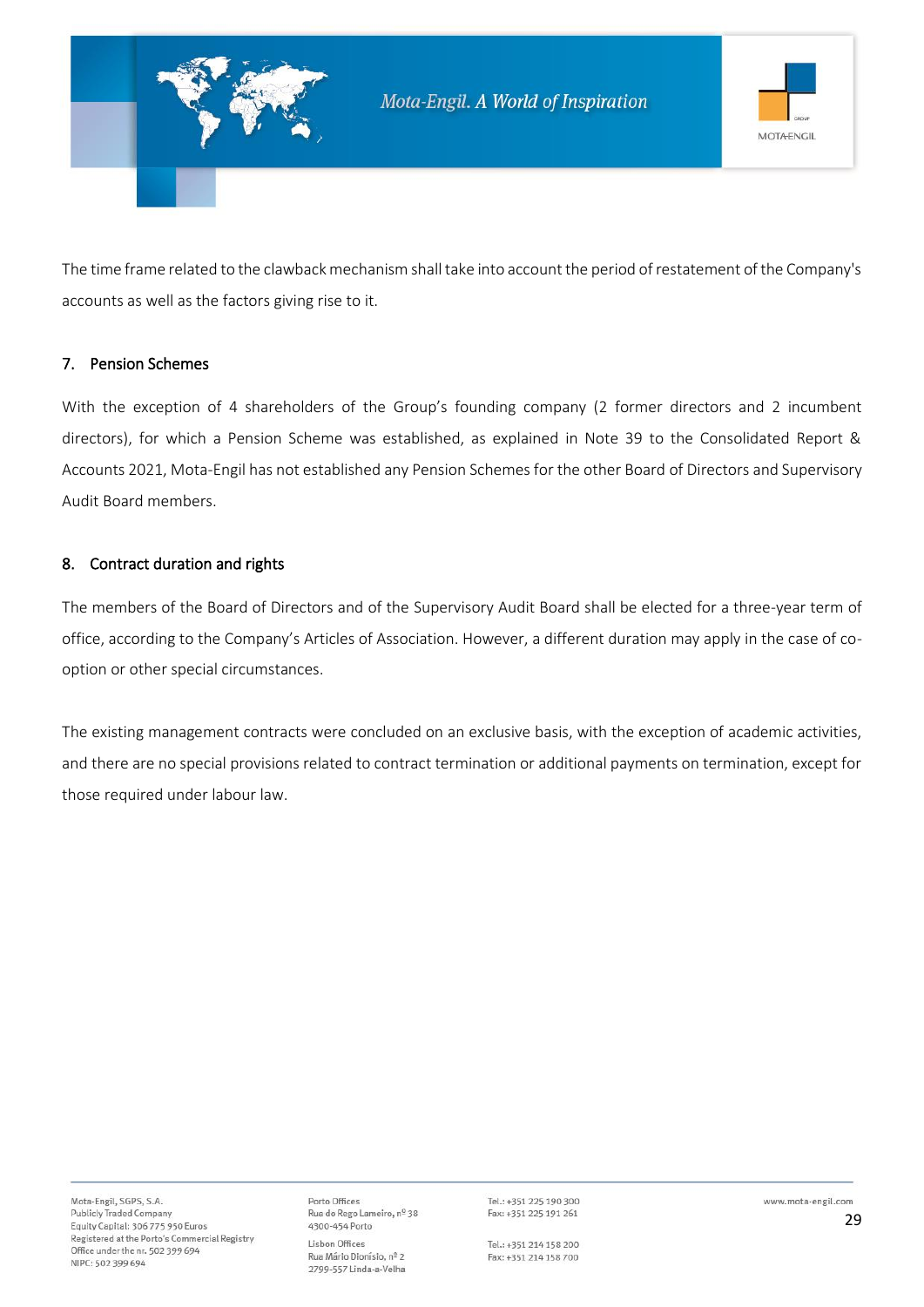The time frame related to the clawback mechanism shall take into account the period of restatement of the Company's accounts as well as the factors giving rise to it.

## 7. Pension Schemes

With the exception of 4 shareholders of the Group's founding company (2 former directors and 2 incumbent directors), for which a Pension Scheme was established, as explained in Note 39 to the Consolidated Report & Accounts 2021, Mota-Engil has not established any Pension Schemes for the other Board of Directors and Supervisory Audit Board members.

## 8. Contract duration and rights

The members of the Board of Directors and of the Supervisory Audit Board shall be elected for a three-year term of office, according to the Company's Articles of Association. However, a different duration may apply in the case of co-option or other special circumstances.

The existing management contracts were concluded on an exclusive basis, with the exception of academic activities, and there are no special provisions related to contract termination or additional payments on termination, except for those required under labour law.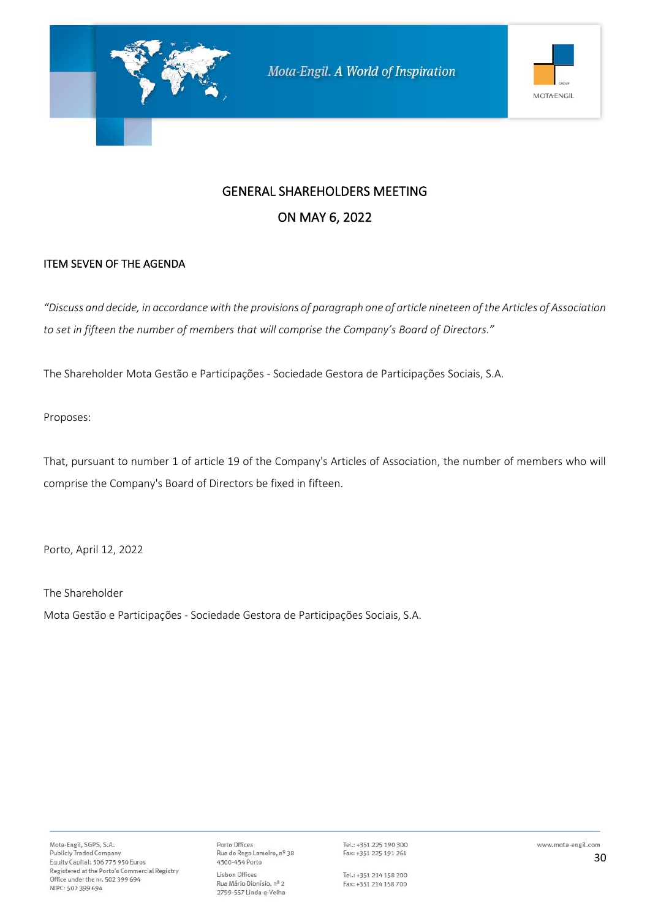# GENERAL SHAREHOLDERS MEETING

# ON MAY 6, 2022

## ITEM SEVEN OF THE AGENDA

*"Discuss and decide, in accordance with the provisions of paragraph one of article nineteen of the Articles of Association to set in fifteen the number of members that will comprise the Company's Board of Directors."*

The Shareholder Mota Gestão e Participações - Sociedade Gestora de Participações Sociais, S.A.

Proposes:

That, pursuant to number 1 of article 19 of the Company's Articles of Association, the number of members who will comprise the Company's Board of Directors be fixed in fifteen.

Porto, April 12, 2022

The Shareholder

Mota Gestão e Participações - Sociedade Gestora de Participações Sociais, S.A.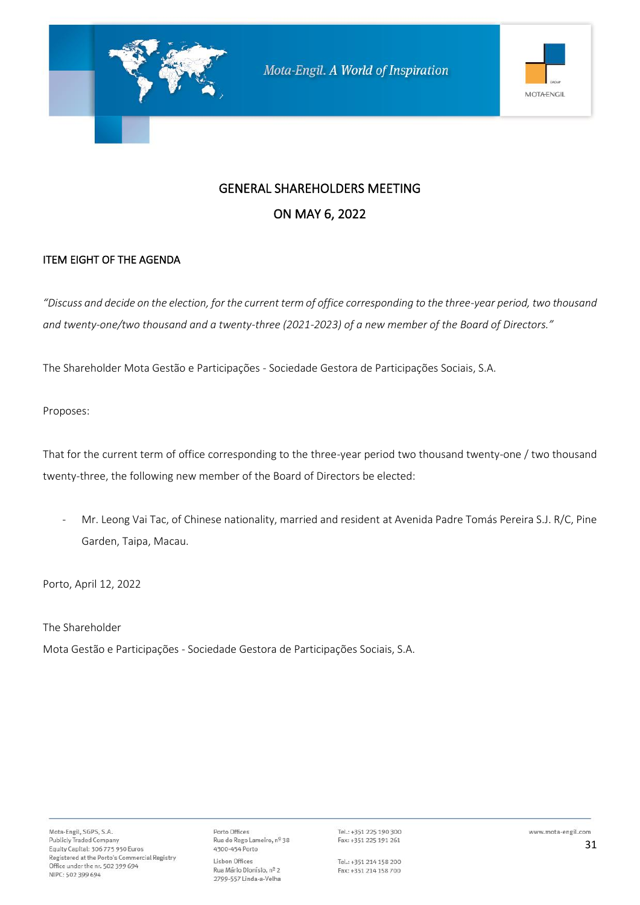# GENERAL SHAREHOLDERS MEETING

## ON MAY 6, 2022

**ITEM EIGHT OF THE AGENDA**

*"Discuss and decide on the election, for the current term of office corresponding to the three-year period, two thousand and twenty-one/two thousand and a twenty-three (2021-2023) of a new member of the Board of Directors."*

The Shareholder Mota Gestão e Participações - Sociedade Gestora de Participações Sociais, S.A.

Proposes:

That for the current term of office corresponding to the three-year period two thousand twenty-one / two thousand twenty-three, the following new member of the Board of Directors be elected:

- Mr. Leong Vai Tac, of Chinese nationality, married and resident at Avenida Padre Tomás Pereira S.J. R/C, Pine Garden, Taipa, Macau.

Porto, April 12, 2022

The Shareholder

Mota Gestão e Participações - Sociedade Gestora de Participações Sociais, S.A.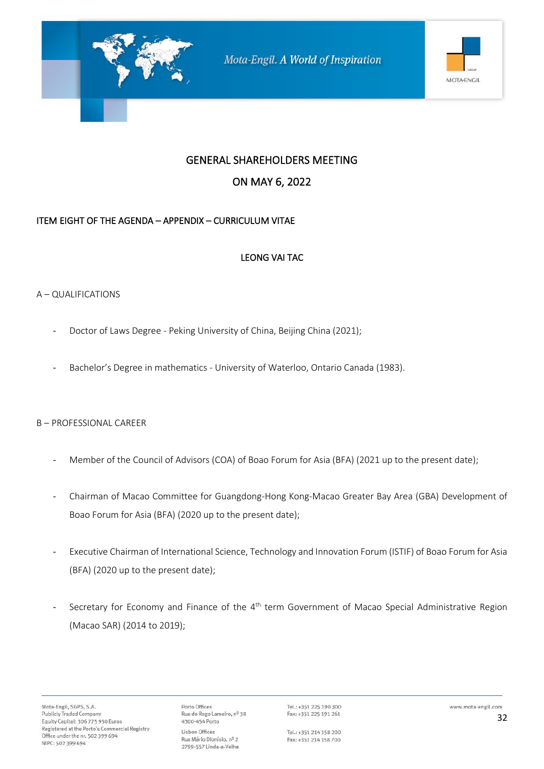## GENERAL SHAREHOLDERS MEETING

## ON MAY 6, 2022

### ITEM EIGHT OF THE AGENDA – APPENDIX – CURRICULUM VITAE

#### LEONG VAI TAC

A – QUALIFICATIONS

- Doctor of Laws Degree - Peking University of China, Beijing China (2021);
- Bachelor's Degree in mathematics - University of Waterloo, Ontario Canada (1983).

B – PROFESSIONAL CAREER

- Member of the Council of Advisors (COA) of Boao Forum for Asia (BFA) (2021 up to the present date);
- Chairman of Macao Committee for Guangdong-Hong Kong-Macao Greater Bay Area (GBA) Development of Boao Forum for Asia (BFA) (2020 up to the present date);
- Executive Chairman of International Science, Technology and Innovation Forum (ISTIF) of Boao Forum for Asia (BFA) (2020 up to the present date);
- Secretary for Economy and Finance of the 4th term Government of Macao Special Administrative Region (Macao SAR) (2014 to 2019);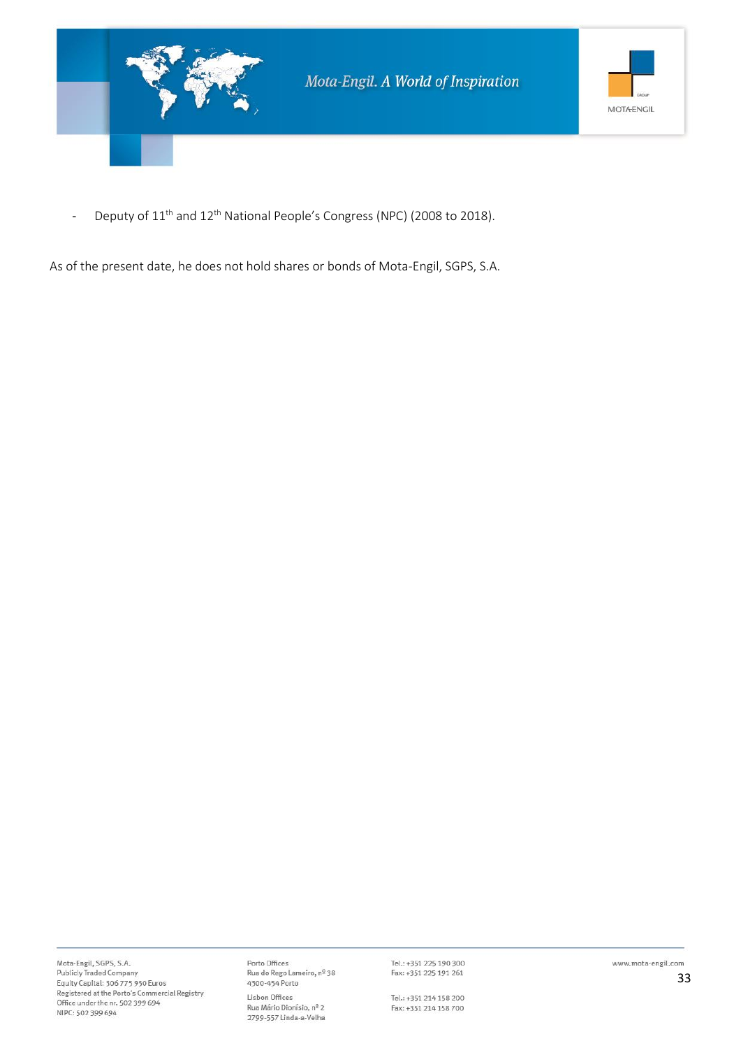- Deputy of 11th and 12th National People's Congress (NPC) (2008 to 2018).

As of the present date, he does not hold shares or bonds of Mota-Engil, SGPS, S.A.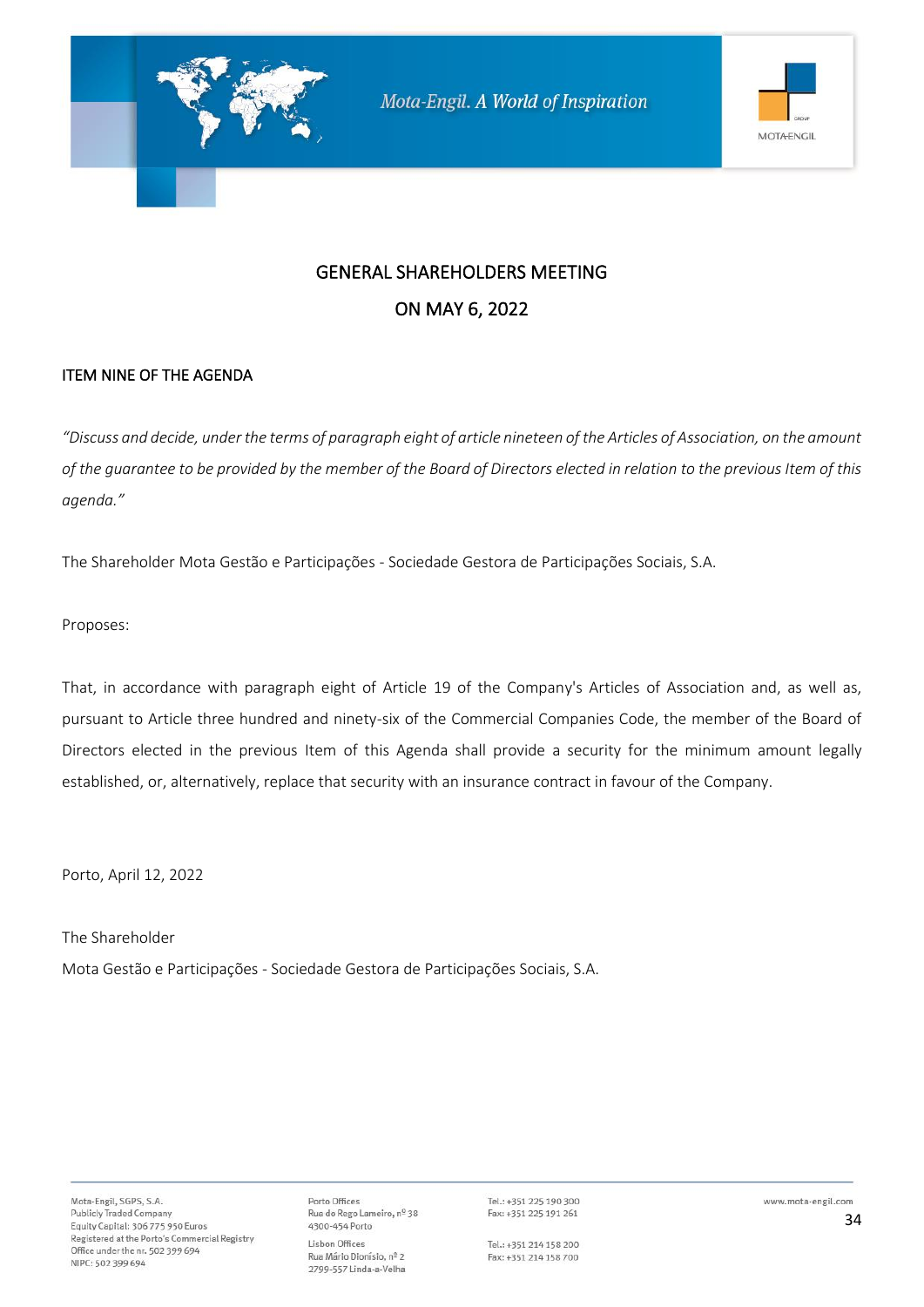## GENERAL SHAREHOLDERS MEETING

## ON MAY 6, 2022

### ITEM NINE OF THE AGENDA

*"Discuss and decide, under the terms of paragraph eight of article nineteen of the Articles of Association, on the amount of the guarantee to be provided by the member of the Board of Directors elected in relation to the previous Item of this agenda."*

The Shareholder Mota Gestão e Participações - Sociedade Gestora de Participações Sociais, S.A.

Proposes:

That, in accordance with paragraph eight of Article 19 of the Company's Articles of Association and, as well as, pursuant to Article three hundred and ninety-six of the Commercial Companies Code, the member of the Board of Directors elected in the previous Item of this Agenda shall provide a security for the minimum amount legally established, or, alternatively, replace that security with an insurance contract in favour of the Company.

Porto, April 12, 2022

The Shareholder

Mota Gestão e Participações - Sociedade Gestora de Participações Sociais, S.A.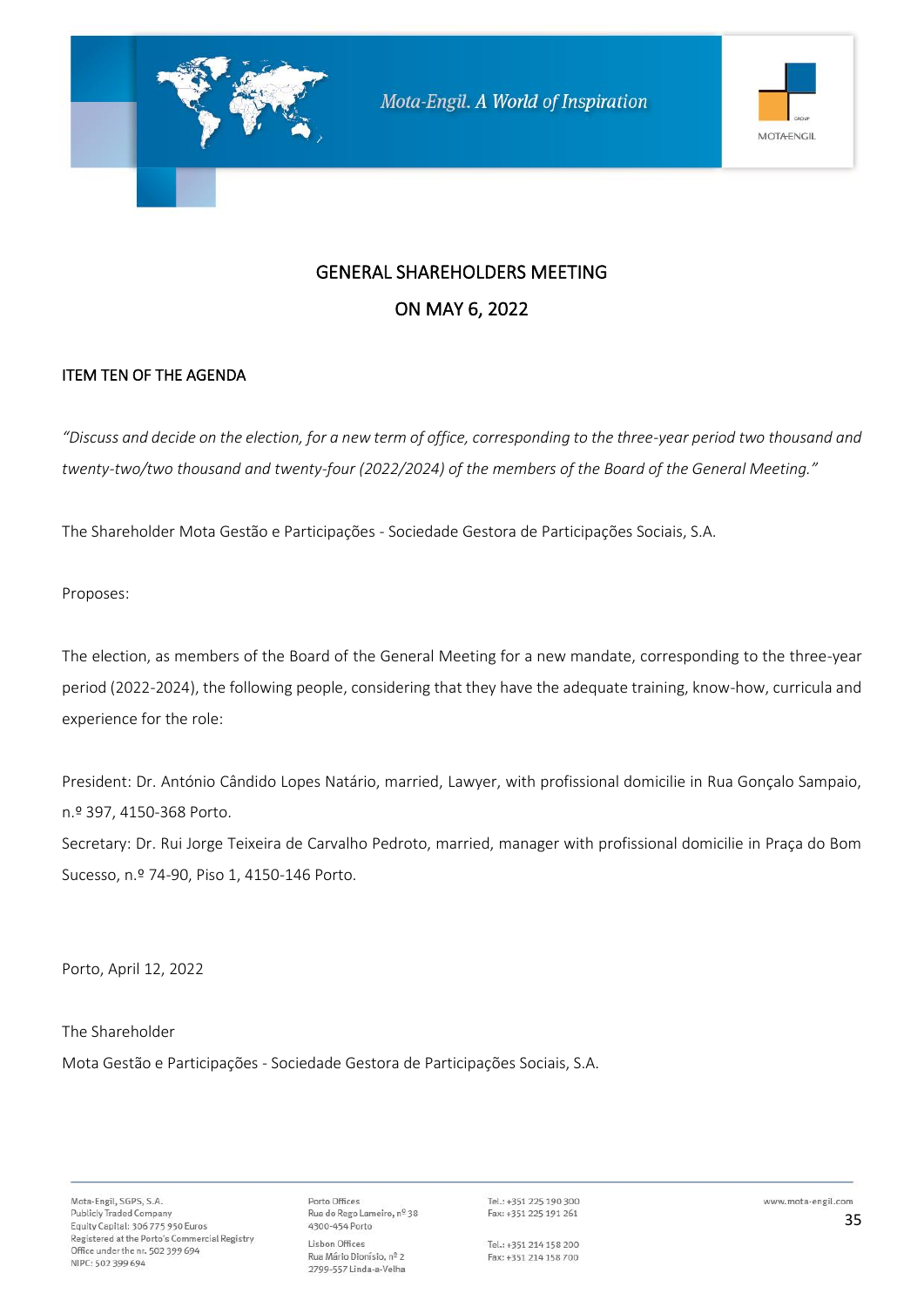## GENERAL SHAREHOLDERS MEETING

## ON MAY 6, 2022

### ITEM TEN OF THE AGENDA

*"Discuss and decide on the election, for a new term of office, corresponding to the three-year period two thousand and twenty-two/two thousand and twenty-four (2022/2024) of the members of the Board of the General Meeting."*

The Shareholder Mota Gestão e Participações - Sociedade Gestora de Participações Sociais, S.A.

Proposes:

The election, as members of the Board of the General Meeting for a new mandate, corresponding to the three-year period (2022-2024), the following people, considering that they have the adequate training, know-how, curricula and experience for the role:

President: Dr. António Cândido Lopes Natário, married, Lawyer, with profissional domicilie in Rua Gonçalo Sampaio, n.º 397, 4150-368 Porto.

Secretary: Dr. Rui Jorge Teixeira de Carvalho Pedroto, married, manager with profissional domicilie in Praça do Bom Sucesso, n.º 74-90, Piso 1, 4150-146 Porto.

Porto, April 12, 2022

The Shareholder

Mota Gestão e Participações - Sociedade Gestora de Participações Sociais, S.A.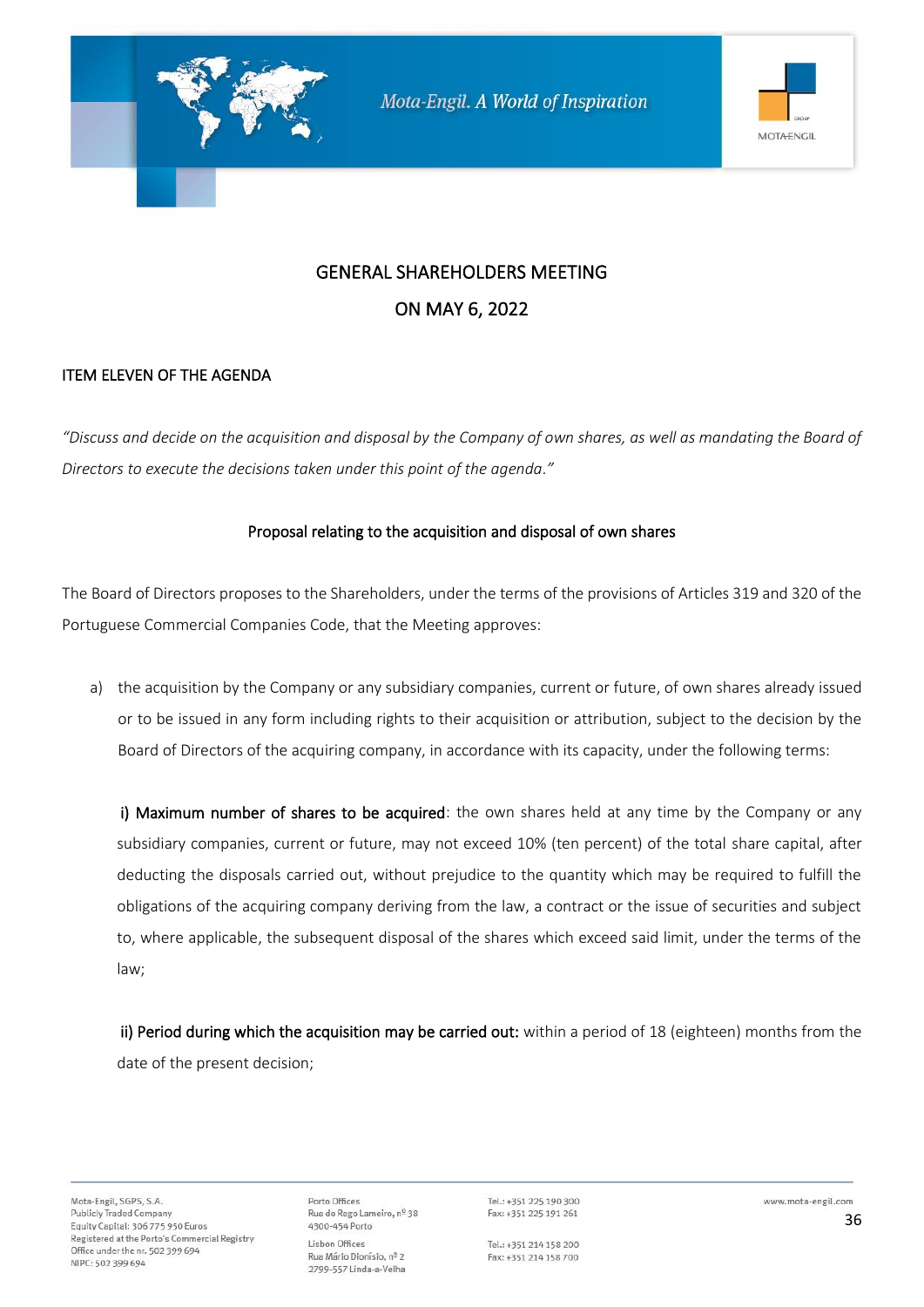## GENERAL SHAREHOLDERS MEETING

## ON MAY 6, 2022

### ITEM ELEVEN OF THE AGENDA

*"Discuss and decide on the acquisition and disposal by the Company of own shares, as well as mandating the Board of Directors to execute the decisions taken under this point of the agenda."*

### Proposal relating to the acquisition and disposal of own shares

The Board of Directors proposes to the Shareholders, under the terms of the provisions of Articles 319 and 320 of the Portuguese Commercial Companies Code, that the Meeting approves:

a) the acquisition by the Company or any subsidiary companies, current or future, of own shares already issued or to be issued in any form including rights to their acquisition or attribution, subject to the decision by the Board of Directors of the acquiring company, in accordance with its capacity, under the following terms:

**i) Maximum number of shares to be acquired**: the own shares held at any time by the Company or any subsidiary companies, current or future, may not exceed 10% (ten percent) of the total share capital, after deducting the disposals carried out, without prejudice to the quantity which may be required to fulfill the obligations of the acquiring company deriving from the law, a contract or the issue of securities and subject to, where applicable, the subsequent disposal of the shares which exceed said limit, under the terms of the law;

**ii) Period during which the acquisition may be carried out:** within a period of 18 (eighteen) months from the date of the present decision;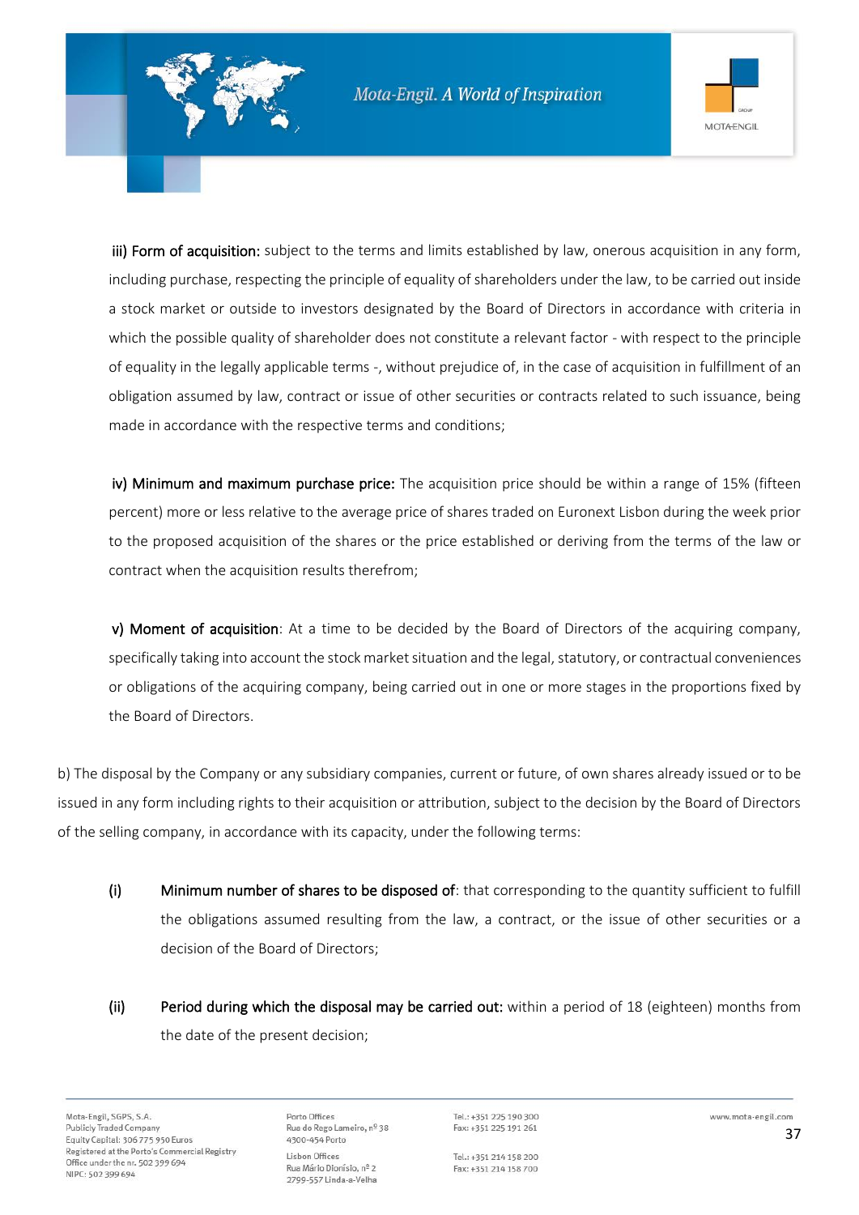**iii) Form of acquisition:** subject to the terms and limits established by law, onerous acquisition in any form, including purchase, respecting the principle of equality of shareholders under the law, to be carried out inside a stock market or outside to investors designated by the Board of Directors in accordance with criteria in which the possible quality of shareholder does not constitute a relevant factor - with respect to the principle of equality in the legally applicable terms -, without prejudice of, in the case of acquisition in fulfillment of an obligation assumed by law, contract or issue of other securities or contracts related to such issuance, being made in accordance with the respective terms and conditions;

**iv) Minimum and maximum purchase price:** The acquisition price should be within a range of 15% (fifteen percent) more or less relative to the average price of shares traded on Euronext Lisbon during the week prior to the proposed acquisition of the shares or the price established or deriving from the terms of the law or contract when the acquisition results therefrom;

**v) Moment of acquisition**: At a time to be decided by the Board of Directors of the acquiring company, specifically taking into account the stock market situation and the legal, statutory, or contractual conveniences or obligations of the acquiring company, being carried out in one or more stages in the proportions fixed by the Board of Directors.

b) The disposal by the Company or any subsidiary companies, current or future, of own shares already issued or to be issued in any form including rights to their acquisition or attribution, subject to the decision by the Board of Directors of the selling company, in accordance with its capacity, under the following terms:

**(i)** **Minimum number of shares to be disposed of**: that corresponding to the quantity sufficient to fulfill the obligations assumed resulting from the law, a contract, or the issue of other securities or a decision of the Board of Directors;

**(ii)** **Period during which the disposal may be carried out:** within a period of 18 (eighteen) months from the date of the present decision;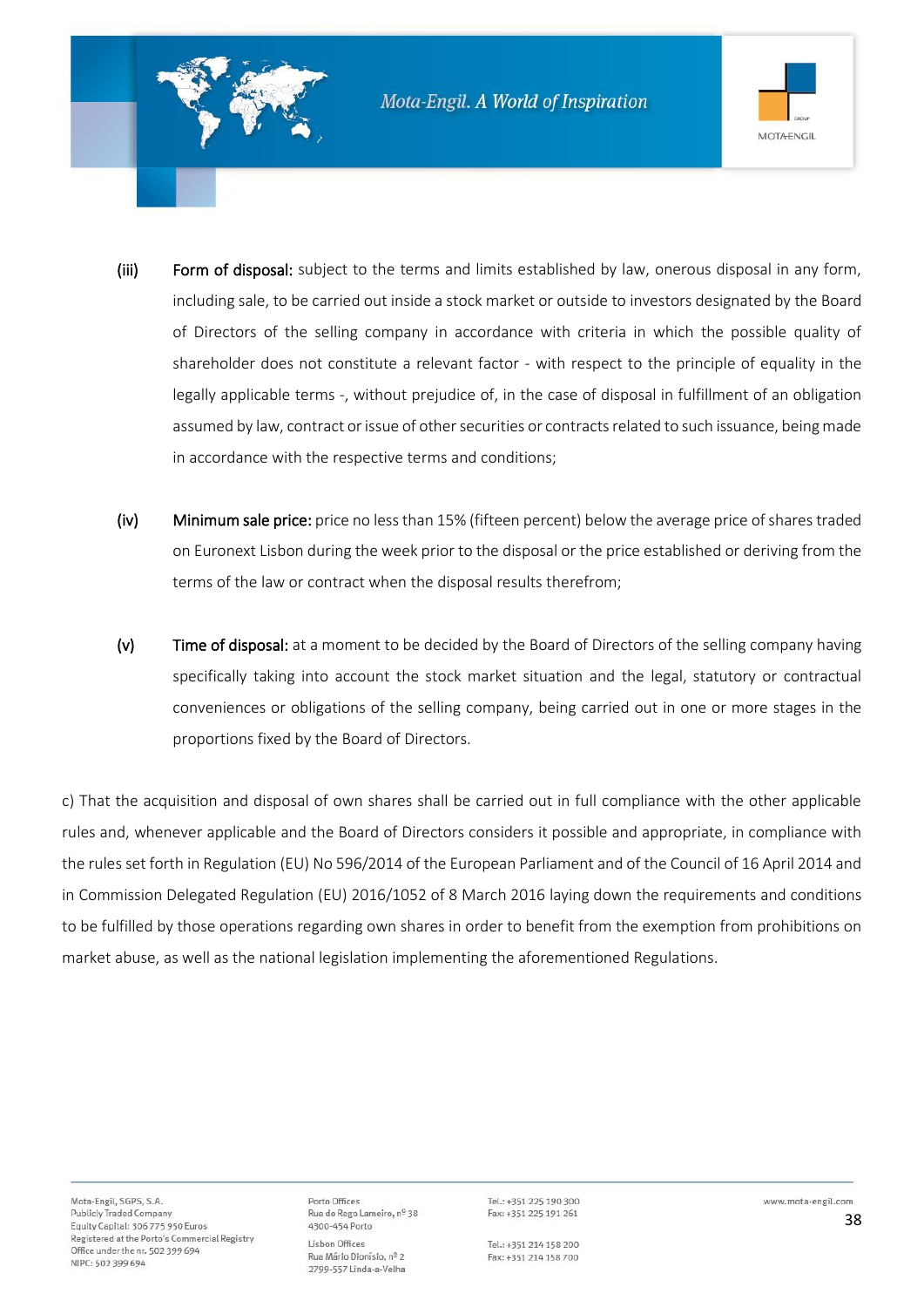(iii) **Form of disposal:** subject to the terms and limits established by law, onerous disposal in any form, including sale, to be carried out inside a stock market or outside to investors designated by the Board of Directors of the selling company in accordance with criteria in which the possible quality of shareholder does not constitute a relevant factor - with respect to the principle of equality in the legally applicable terms -, without prejudice of, in the case of disposal in fulfillment of an obligation assumed by law, contract or issue of other securities or contracts related to such issuance, being made in accordance with the respective terms and conditions;

(iv) **Minimum sale price:** price no less than 15% (fifteen percent) below the average price of shares traded on Euronext Lisbon during the week prior to the disposal or the price established or deriving from the terms of the law or contract when the disposal results therefrom;

(v) **Time of disposal:** at a moment to be decided by the Board of Directors of the selling company having specifically taking into account the stock market situation and the legal, statutory or contractual conveniences or obligations of the selling company, being carried out in one or more stages in the proportions fixed by the Board of Directors.

c) That the acquisition and disposal of own shares shall be carried out in full compliance with the other applicable rules and, whenever applicable and the Board of Directors considers it possible and appropriate, in compliance with the rules set forth in Regulation (EU) No 596/2014 of the European Parliament and of the Council of 16 April 2014 and in Commission Delegated Regulation (EU) 2016/1052 of 8 March 2016 laying down the requirements and conditions to be fulfilled by those operations regarding own shares in order to benefit from the exemption from prohibitions on market abuse, as well as the national legislation implementing the aforementioned Regulations.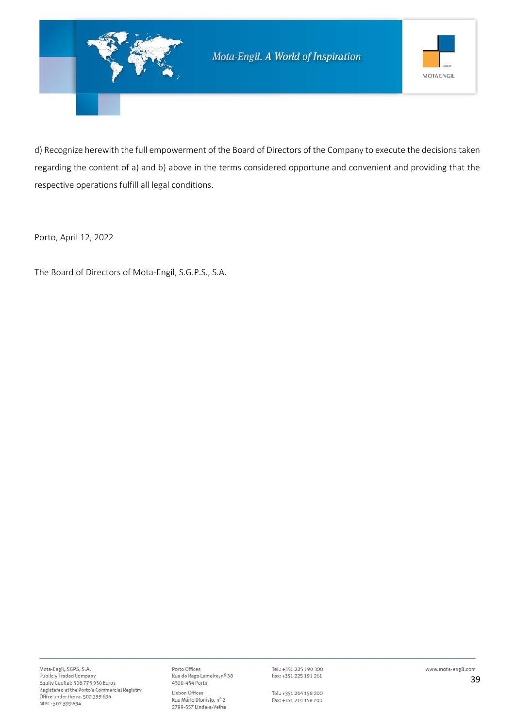d) Recognize herewith the full empowerment of the Board of Directors of the Company to execute the decisions taken regarding the content of a) and b) above in the terms considered opportune and convenient and providing that the respective operations fulfill all legal conditions.

Porto, April 12, 2022

The Board of Directors of Mota-Engil, S.G.P.S., S.A.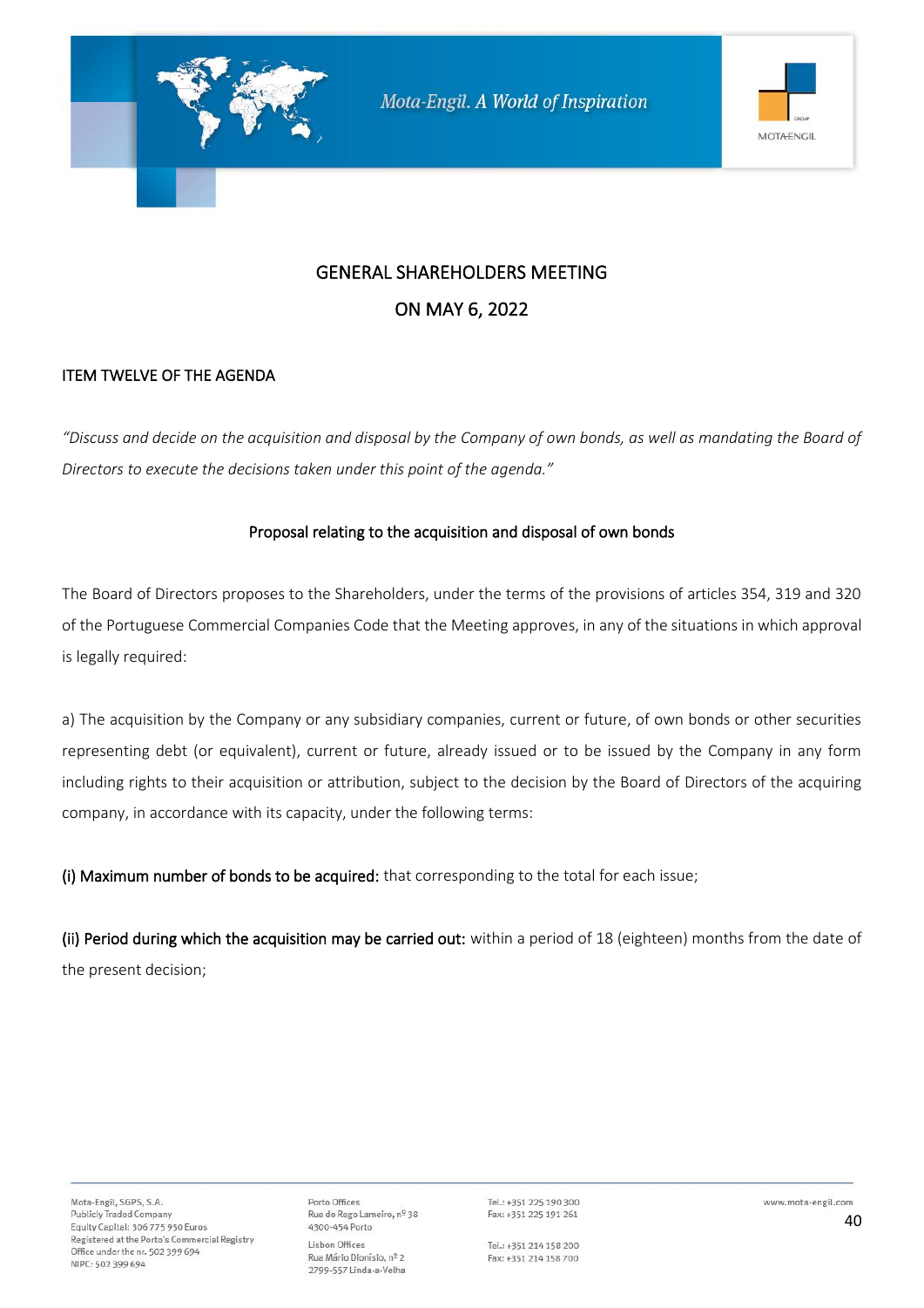## GENERAL SHAREHOLDERS MEETING

## ON MAY 6, 2022

ITEM TWELVE OF THE AGENDA

*"Discuss and decide on the acquisition and disposal by the Company of own bonds, as well as mandating the Board of Directors to execute the decisions taken under this point of the agenda."*

### Proposal relating to the acquisition and disposal of own bonds

The Board of Directors proposes to the Shareholders, under the terms of the provisions of articles 354, 319 and 320 of the Portuguese Commercial Companies Code that the Meeting approves, in any of the situations in which approval is legally required:

a) The acquisition by the Company or any subsidiary companies, current or future, of own bonds or other securities representing debt (or equivalent), current or future, already issued or to be issued by the Company in any form including rights to their acquisition or attribution, subject to the decision by the Board of Directors of the acquiring company, in accordance with its capacity, under the following terms:

(i) Maximum number of bonds to be acquired: that corresponding to the total for each issue;

(ii) Period during which the acquisition may be carried out: within a period of 18 (eighteen) months from the date of the present decision;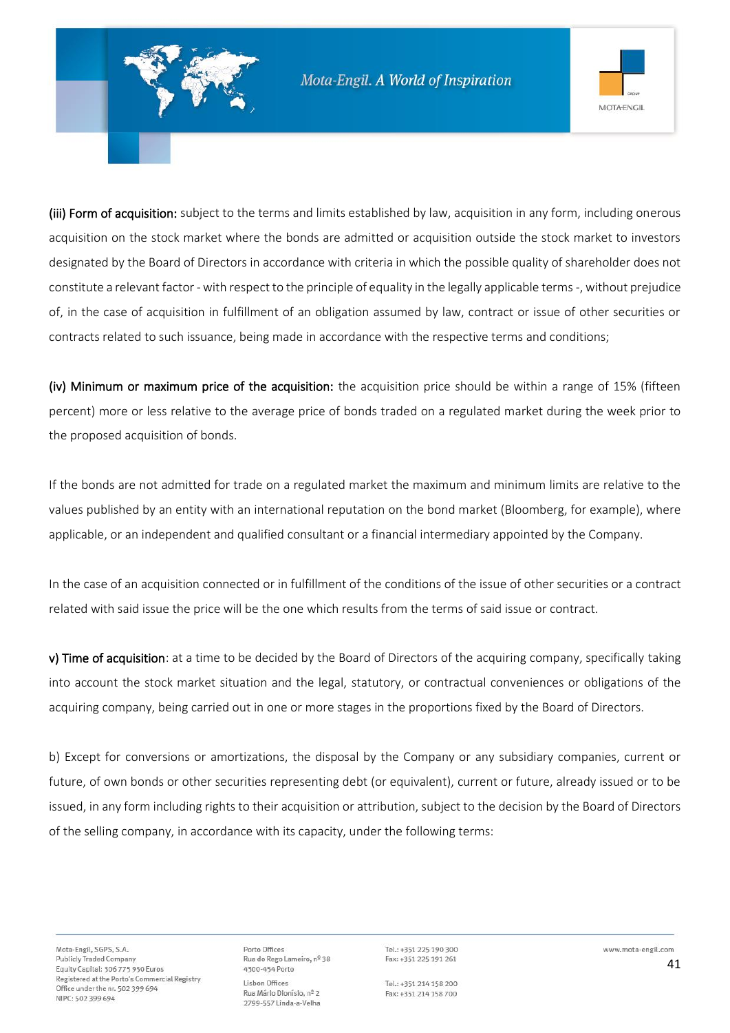**(iii) Form of acquisition:** subject to the terms and limits established by law, acquisition in any form, including onerous acquisition on the stock market where the bonds are admitted or acquisition outside the stock market to investors designated by the Board of Directors in accordance with criteria in which the possible quality of shareholder does not constitute a relevant factor - with respect to the principle of equality in the legally applicable terms -, without prejudice of, in the case of acquisition in fulfillment of an obligation assumed by law, contract or issue of other securities or contracts related to such issuance, being made in accordance with the respective terms and conditions;

**(iv) Minimum or maximum price of the acquisition:** the acquisition price should be within a range of 15% (fifteen percent) more or less relative to the average price of bonds traded on a regulated market during the week prior to the proposed acquisition of bonds.

If the bonds are not admitted for trade on a regulated market the maximum and minimum limits are relative to the values published by an entity with an international reputation on the bond market (Bloomberg, for example), where applicable, or an independent and qualified consultant or a financial intermediary appointed by the Company.

In the case of an acquisition connected or in fulfillment of the conditions of the issue of other securities or a contract related with said issue the price will be the one which results from the terms of said issue or contract.

**v) Time of acquisition**: at a time to be decided by the Board of Directors of the acquiring company, specifically taking into account the stock market situation and the legal, statutory, or contractual conveniences or obligations of the acquiring company, being carried out in one or more stages in the proportions fixed by the Board of Directors.

b) Except for conversions or amortizations, the disposal by the Company or any subsidiary companies, current or future, of own bonds or other securities representing debt (or equivalent), current or future, already issued or to be issued, in any form including rights to their acquisition or attribution, subject to the decision by the Board of Directors of the selling company, in accordance with its capacity, under the following terms: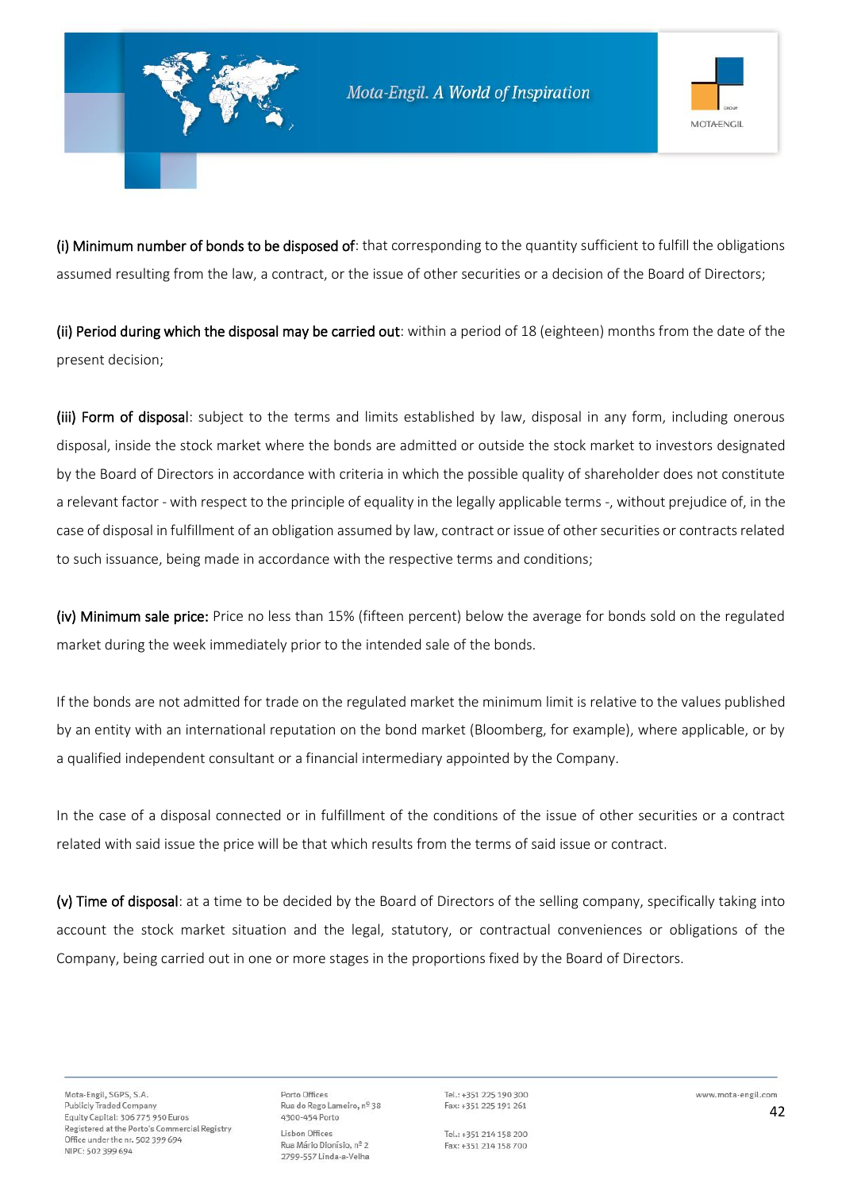**(i) Minimum number of bonds to be disposed of**: that corresponding to the quantity sufficient to fulfill the obligations assumed resulting from the law, a contract, or the issue of other securities or a decision of the Board of Directors;

**(ii) Period during which the disposal may be carried out**: within a period of 18 (eighteen) months from the date of the present decision;

**(iii) Form of disposal**: subject to the terms and limits established by law, disposal in any form, including onerous disposal, inside the stock market where the bonds are admitted or outside the stock market to investors designated by the Board of Directors in accordance with criteria in which the possible quality of shareholder does not constitute a relevant factor - with respect to the principle of equality in the legally applicable terms -, without prejudice of, in the case of disposal in fulfillment of an obligation assumed by law, contract or issue of other securities or contracts related to such issuance, being made in accordance with the respective terms and conditions;

**(iv) Minimum sale price:** Price no less than 15% (fifteen percent) below the average for bonds sold on the regulated market during the week immediately prior to the intended sale of the bonds.

If the bonds are not admitted for trade on the regulated market the minimum limit is relative to the values published by an entity with an international reputation on the bond market (Bloomberg, for example), where applicable, or by a qualified independent consultant or a financial intermediary appointed by the Company.

In the case of a disposal connected or in fulfillment of the conditions of the issue of other securities or a contract related with said issue the price will be that which results from the terms of said issue or contract.

**(v) Time of disposal**: at a time to be decided by the Board of Directors of the selling company, specifically taking into account the stock market situation and the legal, statutory, or contractual conveniences or obligations of the Company, being carried out in one or more stages in the proportions fixed by the Board of Directors.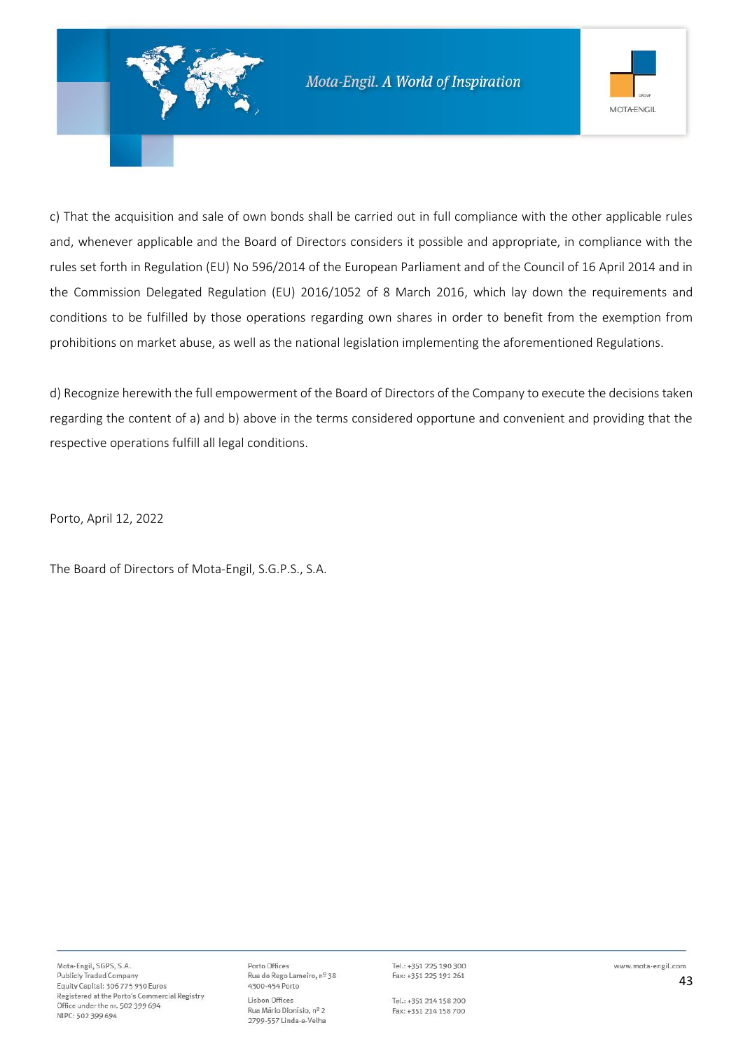c) That the acquisition and sale of own bonds shall be carried out in full compliance with the other applicable rules and, whenever applicable and the Board of Directors considers it possible and appropriate, in compliance with the rules set forth in Regulation (EU) No 596/2014 of the European Parliament and of the Council of 16 April 2014 and in the Commission Delegated Regulation (EU) 2016/1052 of 8 March 2016, which lay down the requirements and conditions to be fulfilled by those operations regarding own shares in order to benefit from the exemption from prohibitions on market abuse, as well as the national legislation implementing the aforementioned Regulations.

d) Recognize herewith the full empowerment of the Board of Directors of the Company to execute the decisions taken regarding the content of a) and b) above in the terms considered opportune and convenient and providing that the respective operations fulfill all legal conditions.

Porto, April 12, 2022

The Board of Directors of Mota-Engil, S.G.P.S., S.A.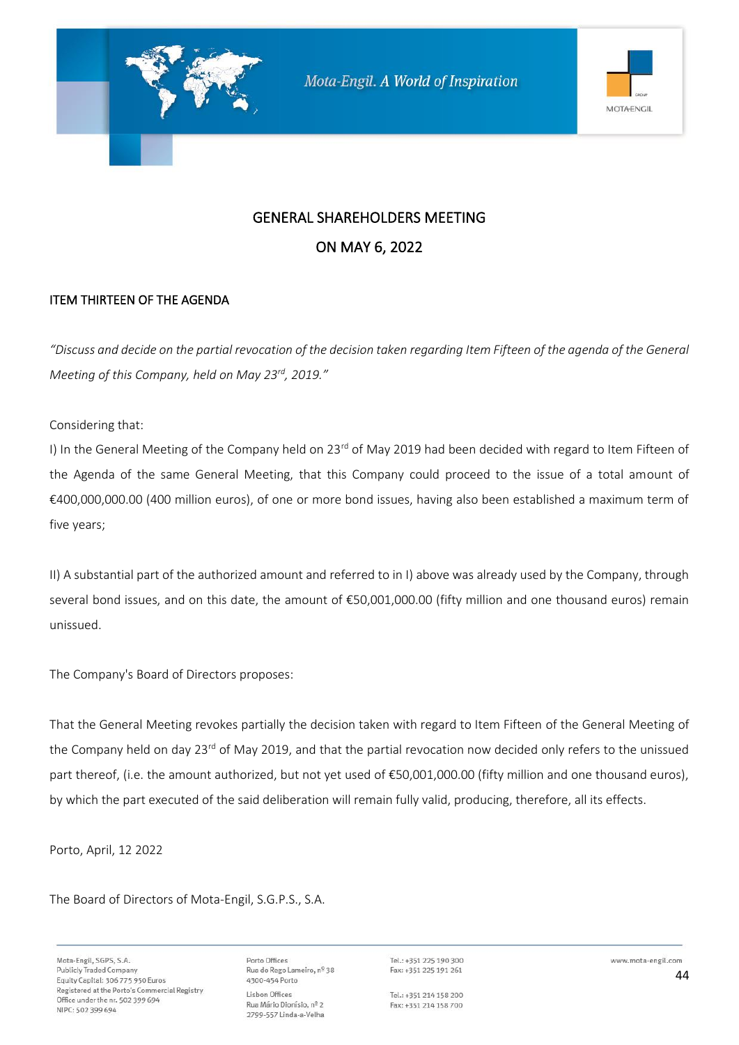## GENERAL SHAREHOLDERS MEETING

## ON MAY 6, 2022

### ITEM THIRTEEN OF THE AGENDA

*"Discuss and decide on the partial revocation of the decision taken regarding Item Fifteen of the agenda of the General Meeting of this Company, held on May 23rd, 2019."*

Considering that:

I) In the General Meeting of the Company held on 23rd of May 2019 had been decided with regard to Item Fifteen of the Agenda of the same General Meeting, that this Company could proceed to the issue of a total amount of €400,000,000.00 (400 million euros), of one or more bond issues, having also been established a maximum term of five years;

II) A substantial part of the authorized amount and referred to in I) above was already used by the Company, through several bond issues, and on this date, the amount of €50,001,000.00 (fifty million and one thousand euros) remain unissued.

The Company's Board of Directors proposes:

That the General Meeting revokes partially the decision taken with regard to Item Fifteen of the General Meeting of the Company held on day 23rd of May 2019, and that the partial revocation now decided only refers to the unissued part thereof, (i.e. the amount authorized, but not yet used of €50,001,000.00 (fifty million and one thousand euros), by which the part executed of the said deliberation will remain fully valid, producing, therefore, all its effects.

Porto, April, 12 2022

The Board of Directors of Mota-Engil, S.G.P.S., S.A.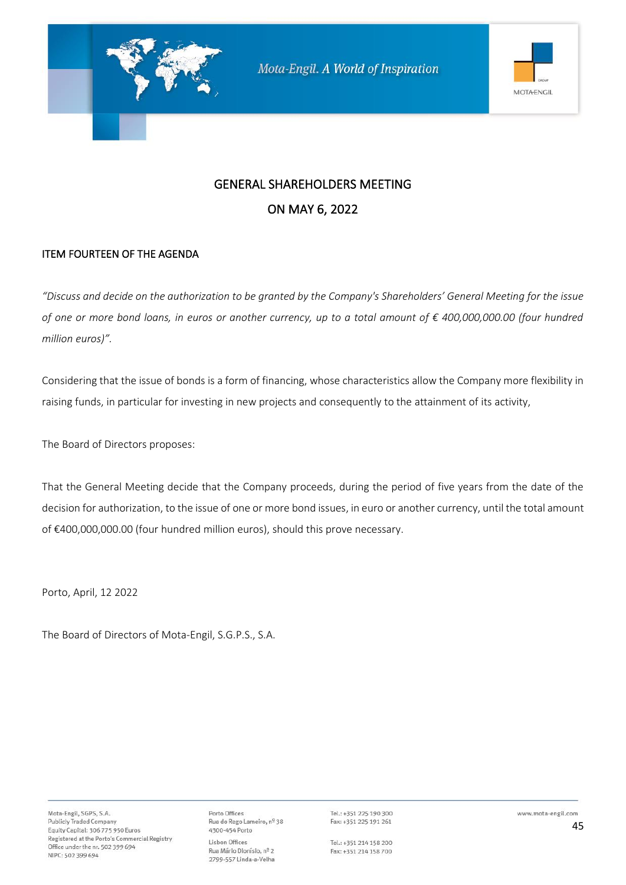## GENERAL SHAREHOLDERS MEETING

## ON MAY 6, 2022

### ITEM FOURTEEN OF THE AGENDA

*"Discuss and decide on the authorization to be granted by the Company's Shareholders' General Meeting for the issue of one or more bond loans, in euros or another currency, up to a total amount of € 400,000,000.00 (four hundred million euros)".*

Considering that the issue of bonds is a form of financing, whose characteristics allow the Company more flexibility in raising funds, in particular for investing in new projects and consequently to the attainment of its activity,

The Board of Directors proposes:

That the General Meeting decide that the Company proceeds, during the period of five years from the date of the decision for authorization, to the issue of one or more bond issues, in euro or another currency, until the total amount of €400,000,000.00 (four hundred million euros), should this prove necessary.

Porto, April, 12 2022

The Board of Directors of Mota-Engil, S.G.P.S., S.A.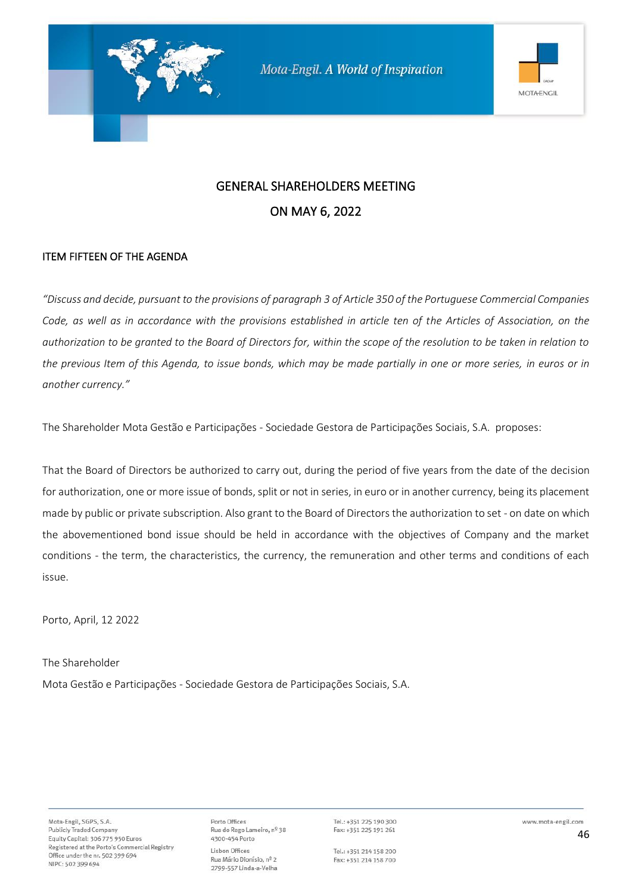## GENERAL SHAREHOLDERS MEETING

## ON MAY 6, 2022

ITEM FIFTEEN OF THE AGENDA

*"Discuss and decide, pursuant to the provisions of paragraph 3 of Article 350 of the Portuguese Commercial Companies Code, as well as in accordance with the provisions established in article ten of the Articles of Association, on the authorization to be granted to the Board of Directors for, within the scope of the resolution to be taken in relation to the previous Item of this Agenda, to issue bonds, which may be made partially in one or more series, in euros or in another currency."*

The Shareholder Mota Gestão e Participações - Sociedade Gestora de Participações Sociais, S.A. proposes:

That the Board of Directors be authorized to carry out, during the period of five years from the date of the decision for authorization, one or more issue of bonds, split or not in series, in euro or in another currency, being its placement made by public or private subscription. Also grant to the Board of Directors the authorization to set - on date on which the abovementioned bond issue should be held in accordance with the objectives of Company and the market conditions - the term, the characteristics, the currency, the remuneration and other terms and conditions of each issue.

Porto, April, 12 2022

The Shareholder

Mota Gestão e Participações - Sociedade Gestora de Participações Sociais, S.A.